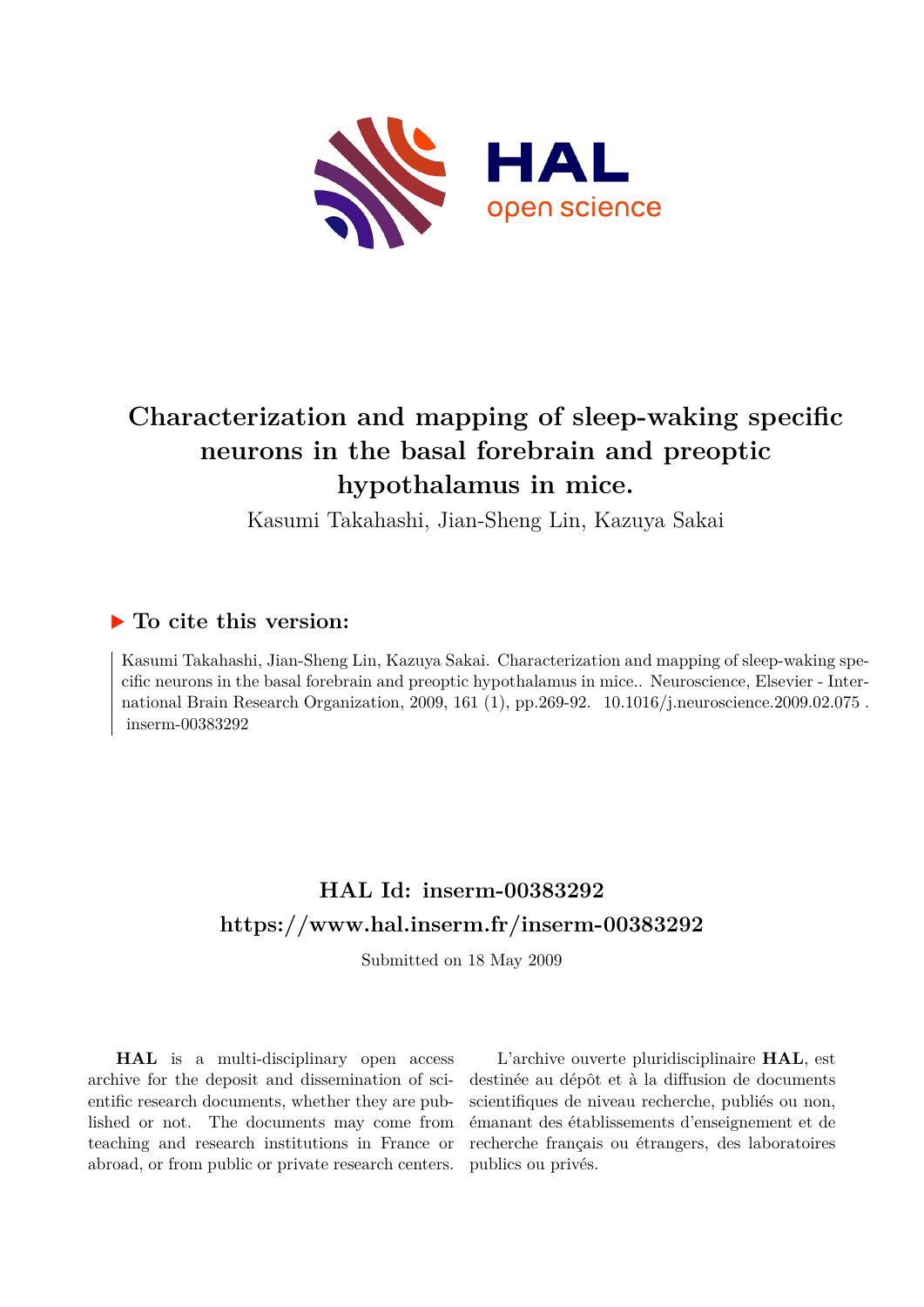# Characterization and mapping of sleep-waking specific neurons in the basal forebrain and preoptic hypothalamus in mice.

Kasumi Takahashi, Jian-Sheng Lin, Kazuya Sakai

## ▶ To cite this version:

Kasumi Takahashi, Jian-Sheng Lin, Kazuya Sakai. Characterization and mapping of sleep-waking specific neurons in the basal forebrain and preoptic hypothalamus in mice.. Neuroscience, Elsevier - International Brain Research Organization, 2009, 161 (1), pp.269-92. 10.1016/j.neuroscience.2009.02.075 . inserm-00383292

## HAL Id: inserm-00383292
## https://www.hal.inserm.fr/inserm-00383292

Submitted on 18 May 2009

**HAL** is a multi-disciplinary open access archive for the deposit and dissemination of scientific research documents, whether they are published or not. The documents may come from teaching and research institutions in France or abroad, or from public or private research centers.

L'archive ouverte pluridisciplinaire **HAL**, est destinée au dépôt et à la diffusion de documents scientifiques de niveau recherche, publiés ou non, émanant des établissements d'enseignement et de recherche français ou étrangers, des laboratoires publics ou privés.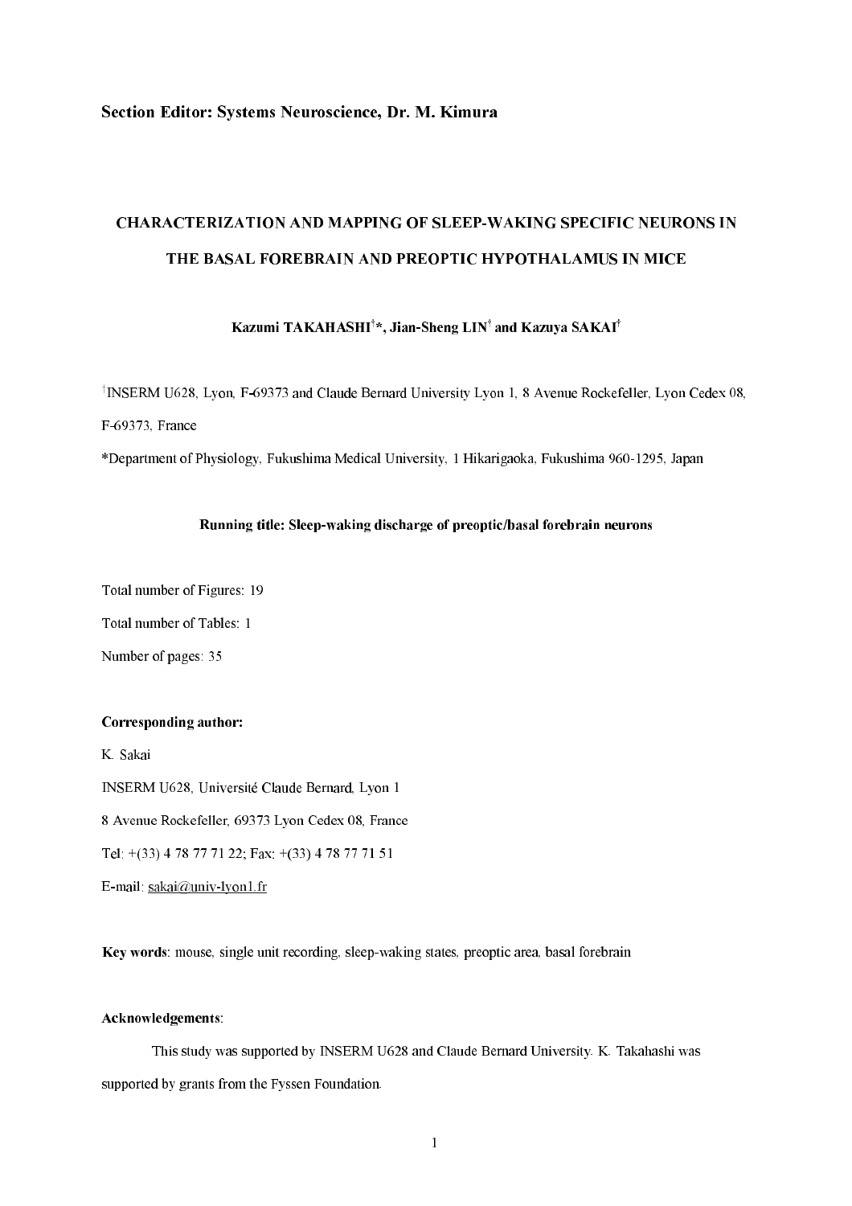**Section Editor: Systems Neuroscience, Dr. M. Kimura**

# CHARACTERIZATION AND MAPPING OF SLEEP-WAKING SPECIFIC NEURONS IN THE BASAL FOREBRAIN AND PREOPTIC HYPOTHALAMUS IN MICE

**Kazumi TAKAHASHI[†]\*, Jian-Sheng LIN[†] and Kazuya SAKAI[†]**

[†]INSERM U628, Lyon, F-69373 and Claude Bernard University Lyon 1, 8 Avenue Rockefeller, Lyon Cedex 08, F-69373, France

\*Department of Physiology, Fukushima Medical University, 1 Hikarigaoka, Fukushima 960-1295, Japan

**Running title: Sleep-waking discharge of preoptic/basal forebrain neurons**

Total number of Figures: 19

Total number of Tables: 1

Number of pages: 35

**Corresponding author:**

K. Sakai

INSERM U628, Université Claude Bernard, Lyon 1

8 Avenue Rockefeller, 69373 Lyon Cedex 08, France

Tel: +(33) 4 78 77 71 22; Fax: +(33) 4 78 77 71 51

E-mail: sakai@univ-lyon1.fr

**Key words**: mouse, single unit recording, sleep-waking states, preoptic area, basal forebrain

**Acknowledgements**:

This study was supported by INSERM U628 and Claude Bernard University. K. Takahashi was supported by grants from the Fyssen Foundation.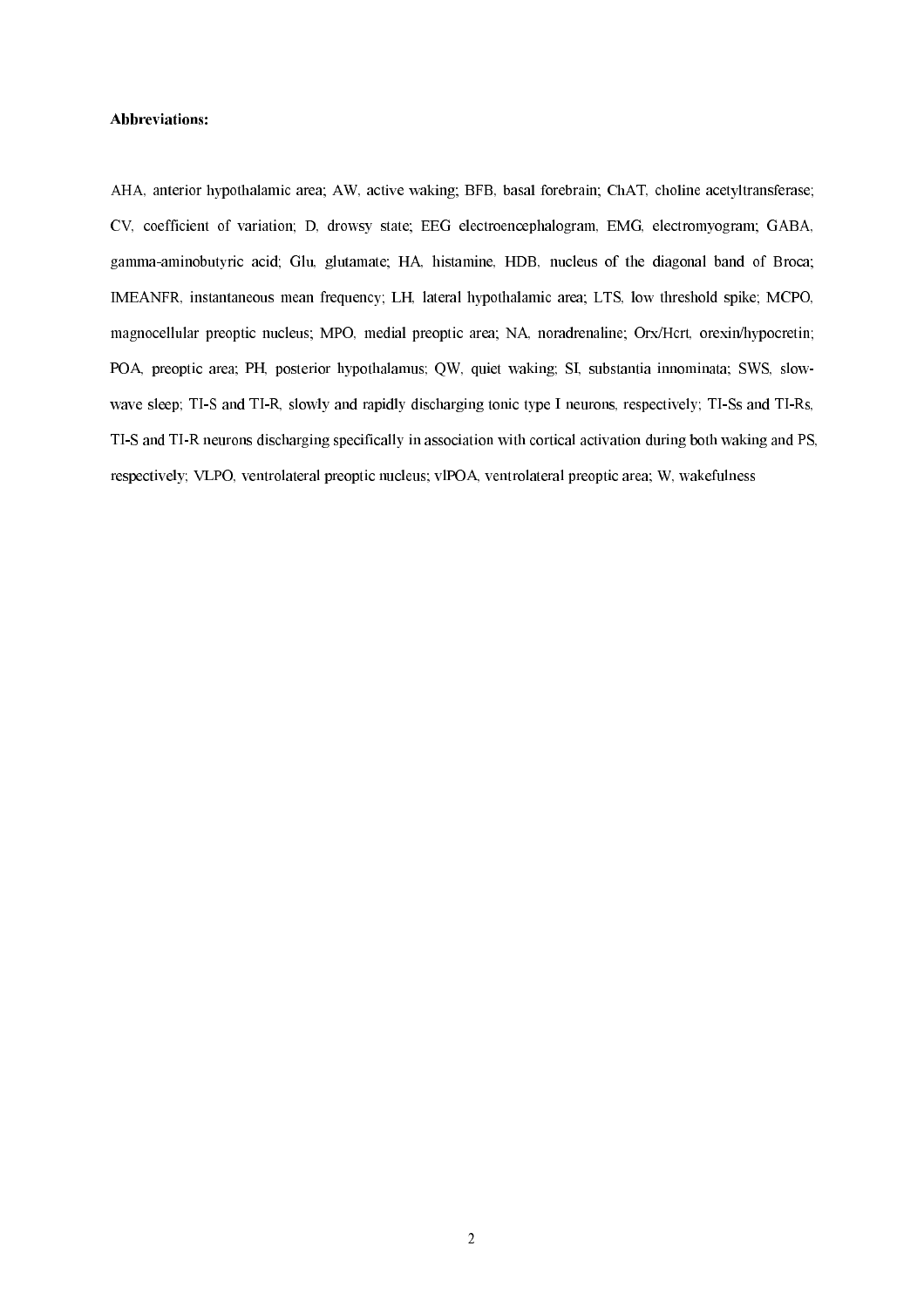**Abbreviations:**

AHA, anterior hypothalamic area; AW, active waking; BFB, basal forebrain; ChAT, choline acetyltransferase; CV, coefficient of variation; D, drowsy state; EEG electroencephalogram, EMG, electromyogram; GABA, gamma-aminobutyric acid; Glu, glutamate; HA, histamine, HDB, nucleus of the diagonal band of Broca; IMEANFR, instantaneous mean frequency; LH, lateral hypothalamic area; LTS, low threshold spike; MCPO, magnocellular preoptic nucleus; MPO, medial preoptic area; NA, noradrenaline; Orx/Hcrt, orexin/hypocretin; POA, preoptic area; PH, posterior hypothalamus; QW, quiet waking; SI, substantia innominata; SWS, slow-wave sleep; TI-S and TI-R, slowly and rapidly discharging tonic type I neurons, respectively; TI-Ss and TI-Rs, TI-S and TI-R neurons discharging specifically in association with cortical activation during both waking and PS, respectively; VLPO, ventrolateral preoptic nucleus; vlPOA, ventrolateral preoptic area; W, wakefulness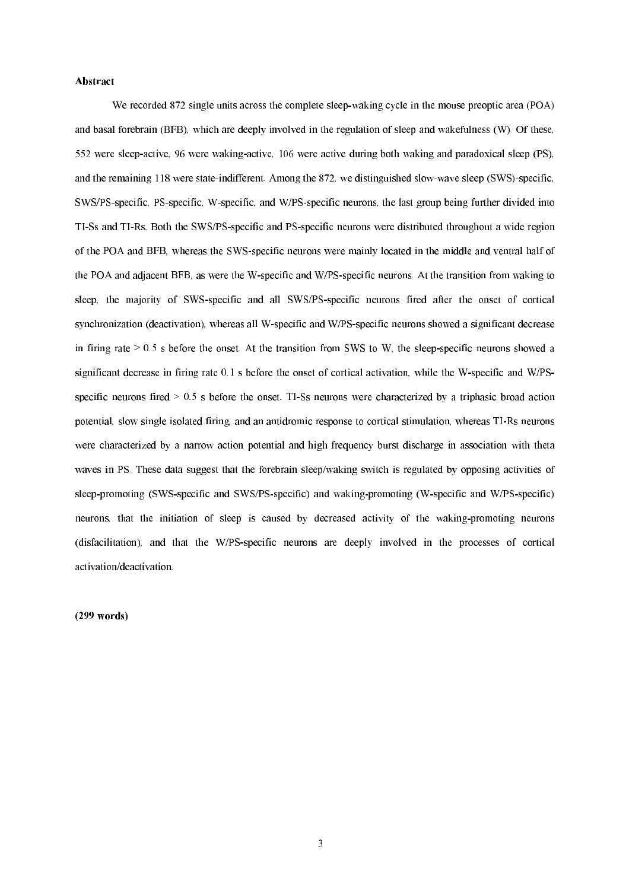**Abstract**

We recorded 872 single units across the complete sleep-waking cycle in the mouse preoptic area (POA) and basal forebrain (BFB), which are deeply involved in the regulation of sleep and wakefulness (W). Of these, 552 were sleep-active, 96 were waking-active, 106 were active during both waking and paradoxical sleep (PS), and the remaining 118 were state-indifferent. Among the 872, we distinguished slow-wave sleep (SWS)-specific, SWS/PS-specific, PS-specific, W-specific, and W/PS-specific neurons, the last group being further divided into TI-Ss and TI-Rs. Both the SWS/PS-specific and PS-specific neurons were distributed throughout a wide region of the POA and BFB, whereas the SWS-specific neurons were mainly located in the middle and ventral half of the POA and adjacent BFB, as were the W-specific and W/PS-specific neurons. At the transition from waking to sleep, the majority of SWS-specific and all SWS/PS-specific neurons fired after the onset of cortical synchronization (deactivation), whereas all W-specific and W/PS-specific neurons showed a significant decrease in firing rate > 0.5 s before the onset. At the transition from SWS to W, the sleep-specific neurons showed a significant decrease in firing rate 0.1 s before the onset of cortical activation, while the W-specific and W/PS-specific neurons fired > 0.5 s before the onset. TI-Ss neurons were characterized by a triphasic broad action potential, slow single isolated firing, and an antidromic response to cortical stimulation, whereas TI-Rs neurons were characterized by a narrow action potential and high frequency burst discharge in association with theta waves in PS. These data suggest that the forebrain sleep/waking switch is regulated by opposing activities of sleep-promoting (SWS-specific and SWS/PS-specific) and waking-promoting (W-specific and W/PS-specific) neurons, that the initiation of sleep is caused by decreased activity of the waking-promoting neurons (disfacilitation), and that the W/PS-specific neurons are deeply involved in the processes of cortical activation/deactivation.

**(299 words)**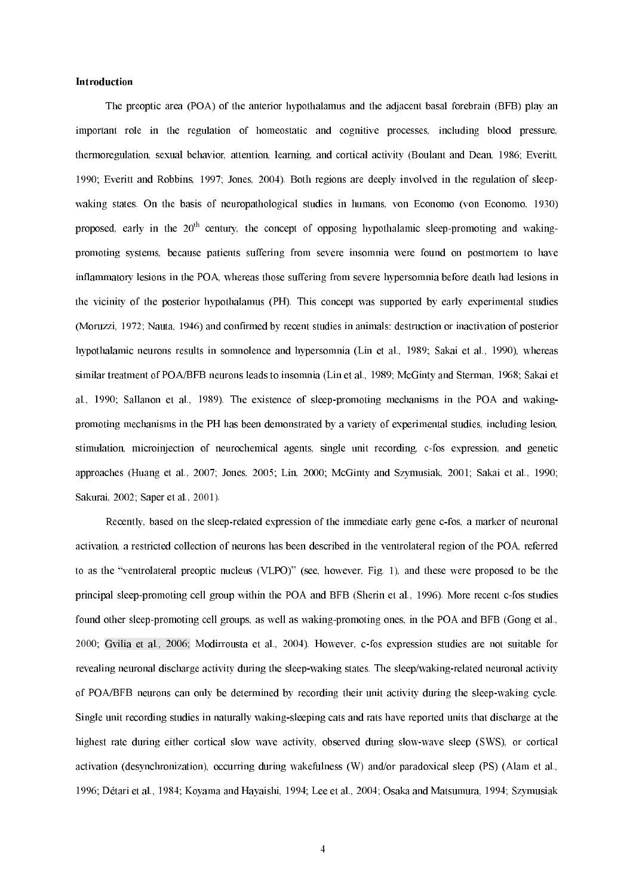**Introduction**

The preoptic area (POA) of the anterior hypothalamus and the adjacent basal forebrain (BFB) play an important role in the regulation of homeostatic and cognitive processes, including blood pressure, thermoregulation, sexual behavior, attention, learning, and cortical activity (Boulant and Dean, 1986; Everitt, 1990; Everitt and Robbins, 1997; Jones, 2004). Both regions are deeply involved in the regulation of sleep-waking states. On the basis of neuropathological studies in humans, von Economo (von Economo, 1930) proposed, early in the 20th century, the concept of opposing hypothalamic sleep-promoting and waking-promoting systems, because patients suffering from severe insomnia were found on postmortem to have inflammatory lesions in the POA, whereas those suffering from severe hypersomnia before death had lesions in the vicinity of the posterior hypothalamus (PH). This concept was supported by early experimental studies (Moruzzi, 1972; Nauta, 1946) and confirmed by recent studies in animals: destruction or inactivation of posterior hypothalamic neurons results in somnolence and hypersomnia (Lin et al., 1989; Sakai et al., 1990), whereas similar treatment of POA/BFB neurons leads to insomnia (Lin et al., 1989; McGinty and Sterman, 1968; Sakai et al., 1990; Sallanon et al., 1989). The existence of sleep-promoting mechanisms in the POA and waking-promoting mechanisms in the PH has been demonstrated by a variety of experimental studies, including lesion, stimulation, microinjection of neurochemical agents, single unit recording, c-fos expression, and genetic approaches (Huang et al., 2007; Jones, 2005; Lin, 2000; McGinty and Szymusiak, 2001; Sakai et al., 1990; Sakurai, 2002; Saper et al., 2001).

Recently, based on the sleep-related expression of the immediate early gene c-fos, a marker of neuronal activation, a restricted collection of neurons has been described in the ventrolateral region of the POA, referred to as the "ventrolateral preoptic nucleus (VLPO)" (see, however, Fig. 1), and these were proposed to be the principal sleep-promoting cell group within the POA and BFB (Sherin et al., 1996). More recent c-fos studies found other sleep-promoting cell groups, as well as waking-promoting ones, in the POA and BFB (Gong et al., 2000; Gvilia et al., 2006; Modirrousta et al., 2004). However, c-fos expression studies are not suitable for revealing neuronal discharge activity during the sleep-waking states. The sleep/waking-related neuronal activity of POA/BFB neurons can only be determined by recording their unit activity during the sleep-waking cycle. Single unit recording studies in naturally waking-sleeping cats and rats have reported units that discharge at the highest rate during either cortical slow wave activity, observed during slow-wave sleep (SWS), or cortical activation (desynchronization), occurring during wakefulness (W) and/or paradoxical sleep (PS) (Alam et al., 1996; Détari et al., 1984; Koyama and Hayaishi, 1994; Lee et al., 2004; Osaka and Matsumura, 1994; Szymusiak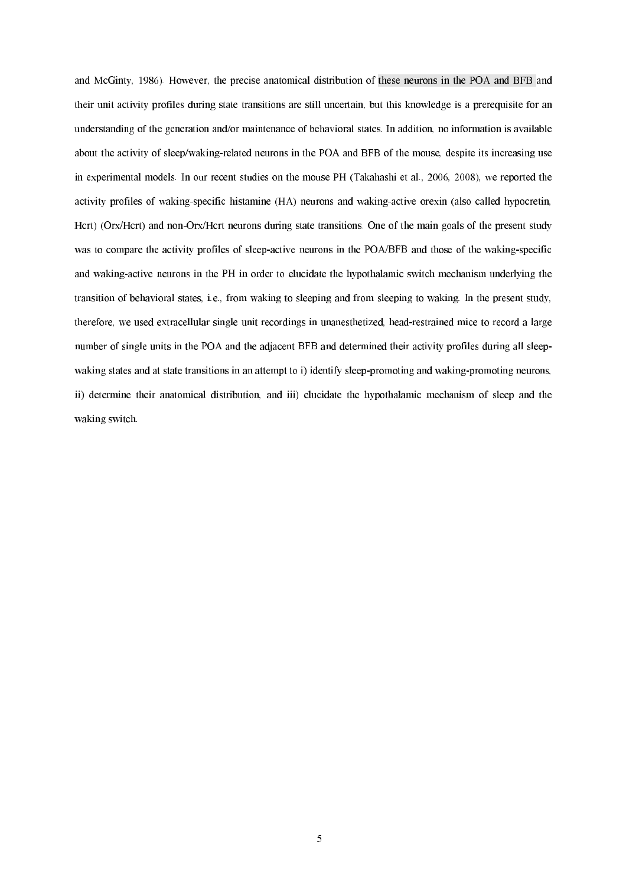and McGinty, 1986). However, the precise anatomical distribution of these neurons in the POA and BFB and their unit activity profiles during state transitions are still uncertain, but this knowledge is a prerequisite for an understanding of the generation and/or maintenance of behavioral states. In addition, no information is available about the activity of sleep/waking-related neurons in the POA and BFB of the mouse, despite its increasing use in experimental models. In our recent studies on the mouse PH (Takahashi et al., 2006, 2008), we reported the activity profiles of waking-specific histamine (HA) neurons and waking-active orexin (also called hypocretin, Hcrt) (Orx/Hcrt) and non-Orx/Hcrt neurons during state transitions. One of the main goals of the present study was to compare the activity profiles of sleep-active neurons in the POA/BFB and those of the waking-specific and waking-active neurons in the PH in order to elucidate the hypothalamic switch mechanism underlying the transition of behavioral states, i.e., from waking to sleeping and from sleeping to waking. In the present study, therefore, we used extracellular single unit recordings in unanesthetized, head-restrained mice to record a large number of single units in the POA and the adjacent BFB and determined their activity profiles during all sleep-waking states and at state transitions in an attempt to i) identify sleep-promoting and waking-promoting neurons, ii) determine their anatomical distribution, and iii) elucidate the hypothalamic mechanism of sleep and the waking switch.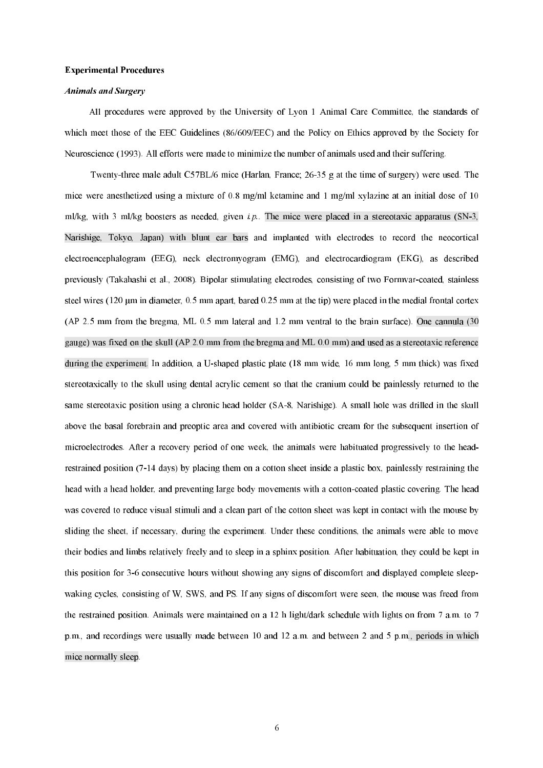**Experimental Procedures**

***Animals and Surgery***

All procedures were approved by the University of Lyon 1 Animal Care Committee, the standards of which meet those of the EEC Guidelines (86/609/EEC) and the Policy on Ethics approved by the Society for Neuroscience (1993). All efforts were made to minimize the number of animals used and their suffering.

Twenty-three male adult C57BL/6 mice (Harlan, France; 26-35 g at the time of surgery) were used. The mice were anesthetized using a mixture of 0.8 mg/ml ketamine and 1 mg/ml xylazine at an initial dose of 10 ml/kg, with 3 ml/kg boosters as needed, given *i.p.*. The mice were placed in a stereotaxic apparatus (SN-3, Narishige, Tokyo, Japan) with blunt ear bars and implanted with electrodes to record the neocortical electroencephalogram (EEG), neck electromyogram (EMG), and electrocardiogram (EKG), as described previously (Takahashi et al., 2008). Bipolar stimulating electrodes, consisting of two Formvar-coated, stainless steel wires (120 µm in diameter, 0.5 mm apart, bared 0.25 mm at the tip) were placed in the medial frontal cortex (AP 2.5 mm from the bregma, ML 0.5 mm lateral and 1.2 mm ventral to the brain surface). One cannula (30 gauge) was fixed on the skull (AP 2.0 mm from the bregma and ML 0.0 mm) and used as a stereotaxic reference during the experiment. In addition, a U-shaped plastic plate (18 mm wide, 16 mm long, 5 mm thick) was fixed stereotaxically to the skull using dental acrylic cement so that the cranium could be painlessly returned to the same stereotaxic position using a chronic head holder (SA-8, Narishige). A small hole was drilled in the skull above the basal forebrain and preoptic area and covered with antibiotic cream for the subsequent insertion of microelectrodes. After a recovery period of one week, the animals were habituated progressively to the head-restrained position (7-14 days) by placing them on a cotton sheet inside a plastic box, painlessly restraining the head with a head holder, and preventing large body movements with a cotton-coated plastic covering. The head was covered to reduce visual stimuli and a clean part of the cotton sheet was kept in contact with the mouse by sliding the sheet, if necessary, during the experiment. Under these conditions, the animals were able to move their bodies and limbs relatively freely and to sleep in a sphinx position. After habituation, they could be kept in this position for 3-6 consecutive hours without showing any signs of discomfort and displayed complete sleep-waking cycles, consisting of W, SWS, and PS. If any signs of discomfort were seen, the mouse was freed from the restrained position. Animals were maintained on a 12 h light/dark schedule with lights on from 7 a.m. to 7 p.m., and recordings were usually made between 10 and 12 a.m. and between 2 and 5 p.m., periods in which mice normally sleep.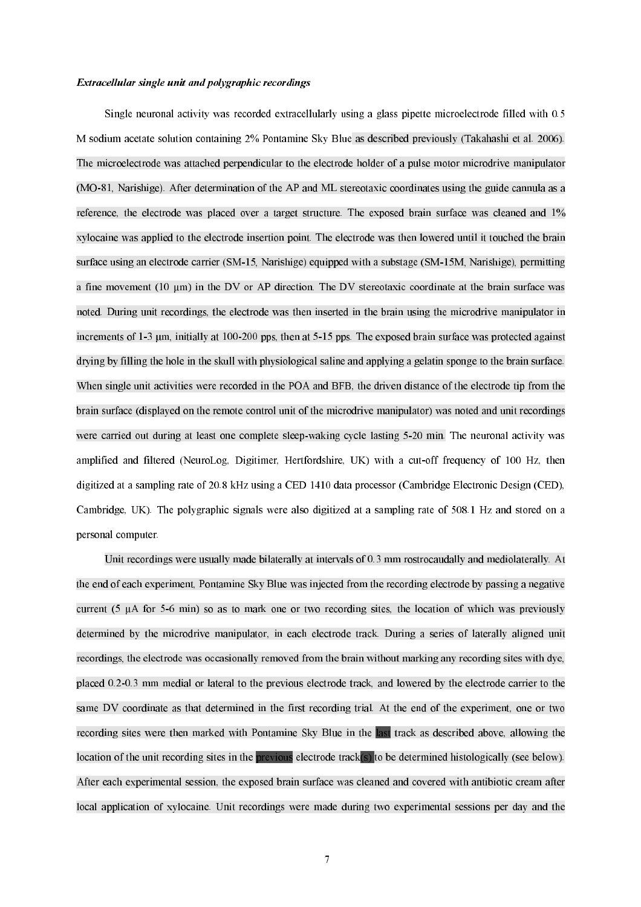***Extracellular single unit and polygraphic recordings***

Single neuronal activity was recorded extracellularly using a glass pipette microelectrode filled with 0.5 M sodium acetate solution containing 2% Pontamine Sky Blue as described previously (Takahashi et al. 2006). The microelectrode was attached perpendicular to the electrode holder of a pulse motor microdrive manipulator (MO-81, Narishige). After determination of the AP and ML stereotaxic coordinates using the guide cannula as a reference, the electrode was placed over a target structure. The exposed brain surface was cleaned and 1% xylocaine was applied to the electrode insertion point. The electrode was then lowered until it touched the brain surface using an electrode carrier (SM-15, Narishige) equipped with a substage (SM-15M, Narishige), permitting a fine movement (10 μm) in the DV or AP direction. The DV stereotaxic coordinate at the brain surface was noted. During unit recordings, the electrode was then inserted in the brain using the microdrive manipulator in increments of 1-3 μm, initially at 100-200 pps, then at 5-15 pps. The exposed brain surface was protected against drying by filling the hole in the skull with physiological saline and applying a gelatin sponge to the brain surface. When single unit activities were recorded in the POA and BFB, the driven distance of the electrode tip from the brain surface (displayed on the remote control unit of the microdrive manipulator) was noted and unit recordings were carried out during at least one complete sleep-waking cycle lasting 5-20 min. The neuronal activity was amplified and filtered (NeuroLog, Digitimer, Hertfordshire, UK) with a cut-off frequency of 100 Hz, then digitized at a sampling rate of 20.8 kHz using a CED 1410 data processor (Cambridge Electronic Design (CED), Cambridge, UK). The polygraphic signals were also digitized at a sampling rate of 508.1 Hz and stored on a personal computer.

Unit recordings were usually made bilaterally at intervals of 0.3 mm rostrocaudally and mediolaterally. At the end of each experiment, Pontamine Sky Blue was injected from the recording electrode by passing a negative current (5 μA for 5-6 min) so as to mark one or two recording sites, the location of which was previously determined by the microdrive manipulator, in each electrode track. During a series of laterally aligned unit recordings, the electrode was occasionally removed from the brain without marking any recording sites with dye, placed 0.2-0.3 mm medial or lateral to the previous electrode track, and lowered by the electrode carrier to the same DV coordinate as that determined in the first recording trial. At the end of the experiment, one or two recording sites were then marked with Pontamine Sky Blue in the last track as described above, allowing the location of the unit recording sites in the previous electrode track(s) to be determined histologically (see below). After each experimental session, the exposed brain surface was cleaned and covered with antibiotic cream after local application of xylocaine. Unit recordings were made during two experimental sessions per day and the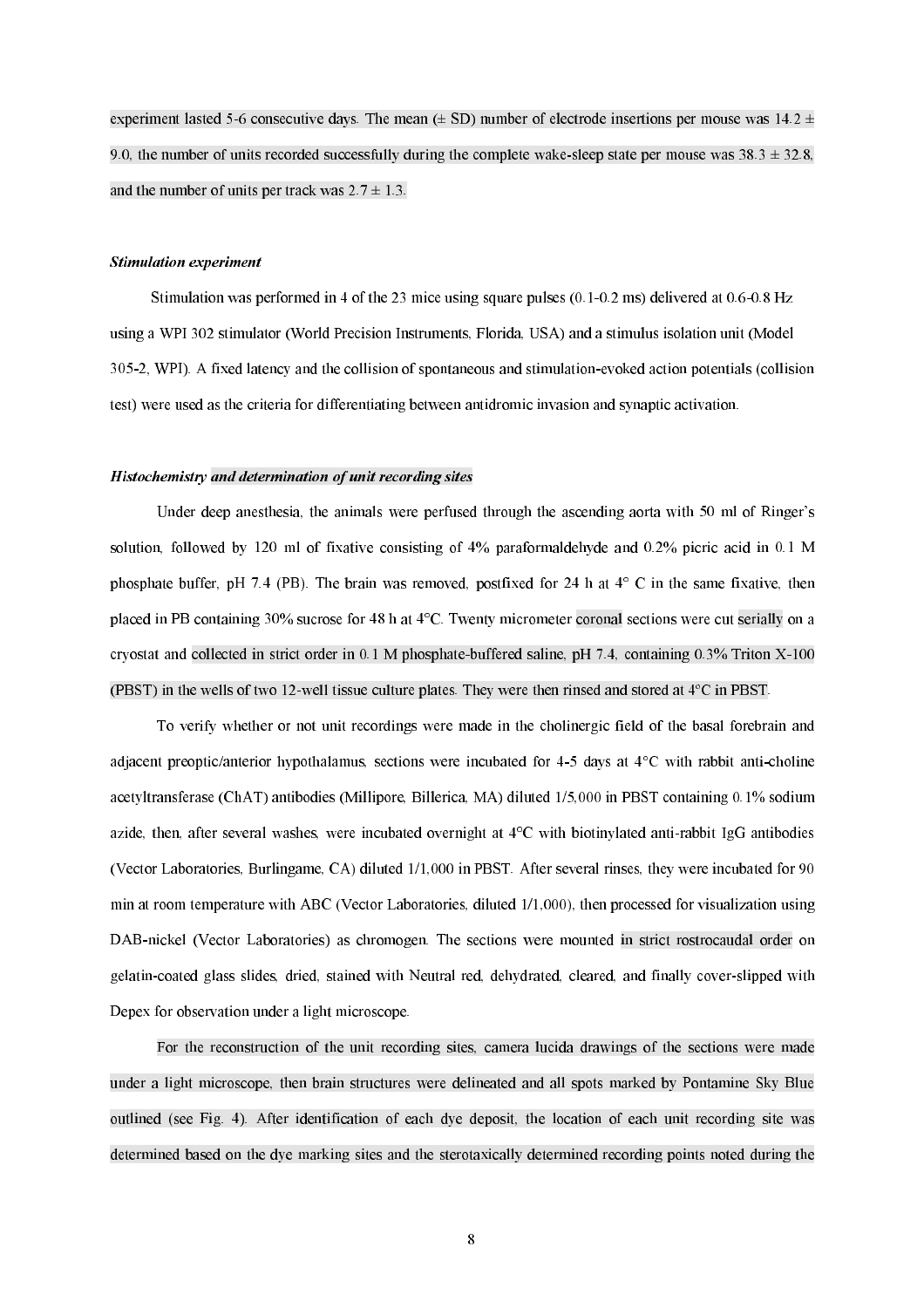experiment lasted 5-6 consecutive days. The mean (± SD) number of electrode insertions per mouse was 14.2 ± 9.0, the number of units recorded successfully during the complete wake-sleep state per mouse was 38.3 ± 32.8, and the number of units per track was 2.7 ± 1.3.

***Stimulation experiment***

Stimulation was performed in 4 of the 23 mice using square pulses (0.1-0.2 ms) delivered at 0.6-0.8 Hz using a WPI 302 stimulator (World Precision Instruments, Florida, USA) and a stimulus isolation unit (Model 305-2, WPI). A fixed latency and the collision of spontaneous and stimulation-evoked action potentials (collision test) were used as the criteria for differentiating between antidromic invasion and synaptic activation.

***Histochemistry and determination of unit recording sites***

Under deep anesthesia, the animals were perfused through the ascending aorta with 50 ml of Ringer's solution, followed by 120 ml of fixative consisting of 4% paraformaldehyde and 0.2% picric acid in 0.1 M phosphate buffer, pH 7.4 (PB). The brain was removed, postfixed for 24 h at 4° C in the same fixative, then placed in PB containing 30% sucrose for 48 h at 4°C. Twenty micrometer coronal sections were cut serially on a cryostat and collected in strict order in 0.1 M phosphate-buffered saline, pH 7.4, containing 0.3% Triton X-100 (PBST) in the wells of two 12-well tissue culture plates. They were then rinsed and stored at 4°C in PBST.

To verify whether or not unit recordings were made in the cholinergic field of the basal forebrain and adjacent preoptic/anterior hypothalamus, sections were incubated for 4-5 days at 4°C with rabbit anti-choline acetyltransferase (ChAT) antibodies (Millipore, Billerica, MA) diluted 1/5,000 in PBST containing 0.1% sodium azide, then, after several washes, were incubated overnight at 4°C with biotinylated anti-rabbit IgG antibodies (Vector Laboratories, Burlingame, CA) diluted 1/1,000 in PBST. After several rinses, they were incubated for 90 min at room temperature with ABC (Vector Laboratories, diluted 1/1,000), then processed for visualization using DAB-nickel (Vector Laboratories) as chromogen. The sections were mounted in strict rostrocaudal order on gelatin-coated glass slides, dried, stained with Neutral red, dehydrated, cleared, and finally cover-slipped with Depex for observation under a light microscope.

For the reconstruction of the unit recording sites, camera lucida drawings of the sections were made under a light microscope, then brain structures were delineated and all spots marked by Pontamine Sky Blue outlined (see Fig. 4). After identification of each dye deposit, the location of each unit recording site was determined based on the dye marking sites and the sterotaxically determined recording points noted during the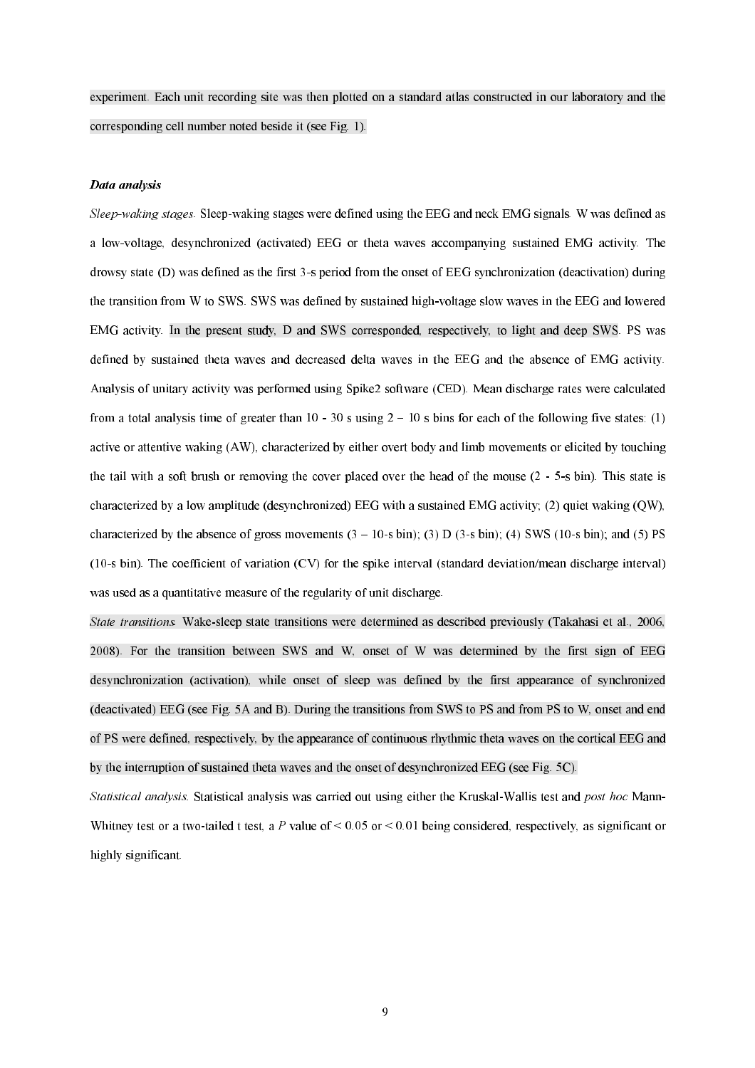experiment. Each unit recording site was then plotted on a standard atlas constructed in our laboratory and the corresponding cell number noted beside it (see Fig. 1).

***Data analysis***

*Sleep-waking stages.* Sleep-waking stages were defined using the EEG and neck EMG signals. W was defined as a low-voltage, desynchronized (activated) EEG or theta waves accompanying sustained EMG activity. The drowsy state (D) was defined as the first 3-s period from the onset of EEG synchronization (deactivation) during the transition from W to SWS. SWS was defined by sustained high-voltage slow waves in the EEG and lowered EMG activity. In the present study, D and SWS corresponded, respectively, to light and deep SWS. PS was defined by sustained theta waves and decreased delta waves in the EEG and the absence of EMG activity. Analysis of unitary activity was performed using Spike2 software (CED). Mean discharge rates were calculated from a total analysis time of greater than 10 - 30 s using 2 – 10 s bins for each of the following five states: (1) active or attentive waking (AW), characterized by either overt body and limb movements or elicited by touching the tail with a soft brush or removing the cover placed over the head of the mouse (2 - 5-s bin). This state is characterized by a low amplitude (desynchronized) EEG with a sustained EMG activity; (2) quiet waking (QW), characterized by the absence of gross movements (3 – 10-s bin); (3) D (3-s bin); (4) SWS (10-s bin); and (5) PS (10-s bin). The coefficient of variation (CV) for the spike interval (standard deviation/mean discharge interval) was used as a quantitative measure of the regularity of unit discharge.

*State transitions.* Wake-sleep state transitions were determined as described previously (Takahasi et al., 2006, 2008). For the transition between SWS and W, onset of W was determined by the first sign of EEG desynchronization (activation), while onset of sleep was defined by the first appearance of synchronized (deactivated) EEG (see Fig. 5A and B). During the transitions from SWS to PS and from PS to W, onset and end of PS were defined, respectively, by the appearance of continuous rhythmic theta waves on the cortical EEG and by the interruption of sustained theta waves and the onset of desynchronized EEG (see Fig. 5C).

*Statistical analysis.* Statistical analysis was carried out using either the Kruskal-Wallis test and *post hoc* Mann-Whitney test or a two-tailed t test, a $P$ value of $< 0.05$ or $< 0.01$ being considered, respectively, as significant or highly significant.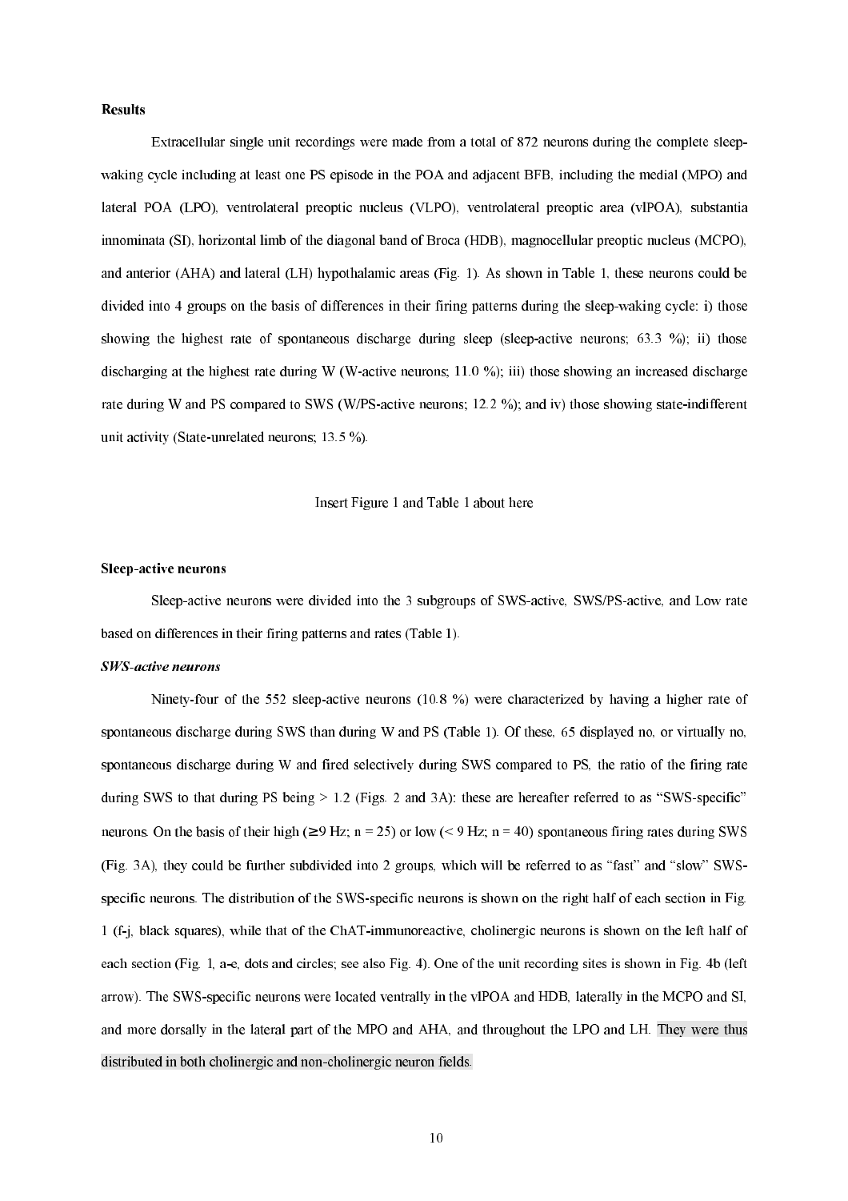**Results**

Extracellular single unit recordings were made from a total of 872 neurons during the complete sleep-waking cycle including at least one PS episode in the POA and adjacent BFB, including the medial (MPO) and lateral POA (LPO), ventrolateral preoptic nucleus (VLPO), ventrolateral preoptic area (vlPOA), substantia innominata (SI), horizontal limb of the diagonal band of Broca (HDB), magnocellular preoptic nucleus (MCPO), and anterior (AHA) and lateral (LH) hypothalamic areas (Fig. 1). As shown in Table 1, these neurons could be divided into 4 groups on the basis of differences in their firing patterns during the sleep-waking cycle: i) those showing the highest rate of spontaneous discharge during sleep (sleep-active neurons; 63.3 %); ii) those discharging at the highest rate during W (W-active neurons; 11.0 %); iii) those showing an increased discharge rate during W and PS compared to SWS (W/PS-active neurons; 12.2 %); and iv) those showing state-indifferent unit activity (State-unrelated neurons; 13.5 %).

Insert Figure 1 and Table 1 about here

**Sleep-active neurons**

Sleep-active neurons were divided into the 3 subgroups of SWS-active, SWS/PS-active, and Low rate based on differences in their firing patterns and rates (Table 1).

***SWS-active neurons***

Ninety-four of the 552 sleep-active neurons (10.8 %) were characterized by having a higher rate of spontaneous discharge during SWS than during W and PS (Table 1). Of these, 65 displayed no, or virtually no, spontaneous discharge during W and fired selectively during SWS compared to PS, the ratio of the firing rate during SWS to that during PS being > 1.2 (Figs. 2 and 3A): these are hereafter referred to as "SWS-specific" neurons. On the basis of their high (≥9 Hz; n = 25) or low (< 9 Hz; n = 40) spontaneous firing rates during SWS (Fig. 3A), they could be further subdivided into 2 groups, which will be referred to as "fast" and "slow" SWS-specific neurons. The distribution of the SWS-specific neurons is shown on the right half of each section in Fig. 1 (f-j, black squares), while that of the ChAT-immunoreactive, cholinergic neurons is shown on the left half of each section (Fig. 1, a-e, dots and circles; see also Fig. 4). One of the unit recording sites is shown in Fig. 4b (left arrow). The SWS-specific neurons were located ventrally in the vlPOA and HDB, laterally in the MCPO and SI, and more dorsally in the lateral part of the MPO and AHA, and throughout the LPO and LH. They were thus distributed in both cholinergic and non-cholinergic neuron fields.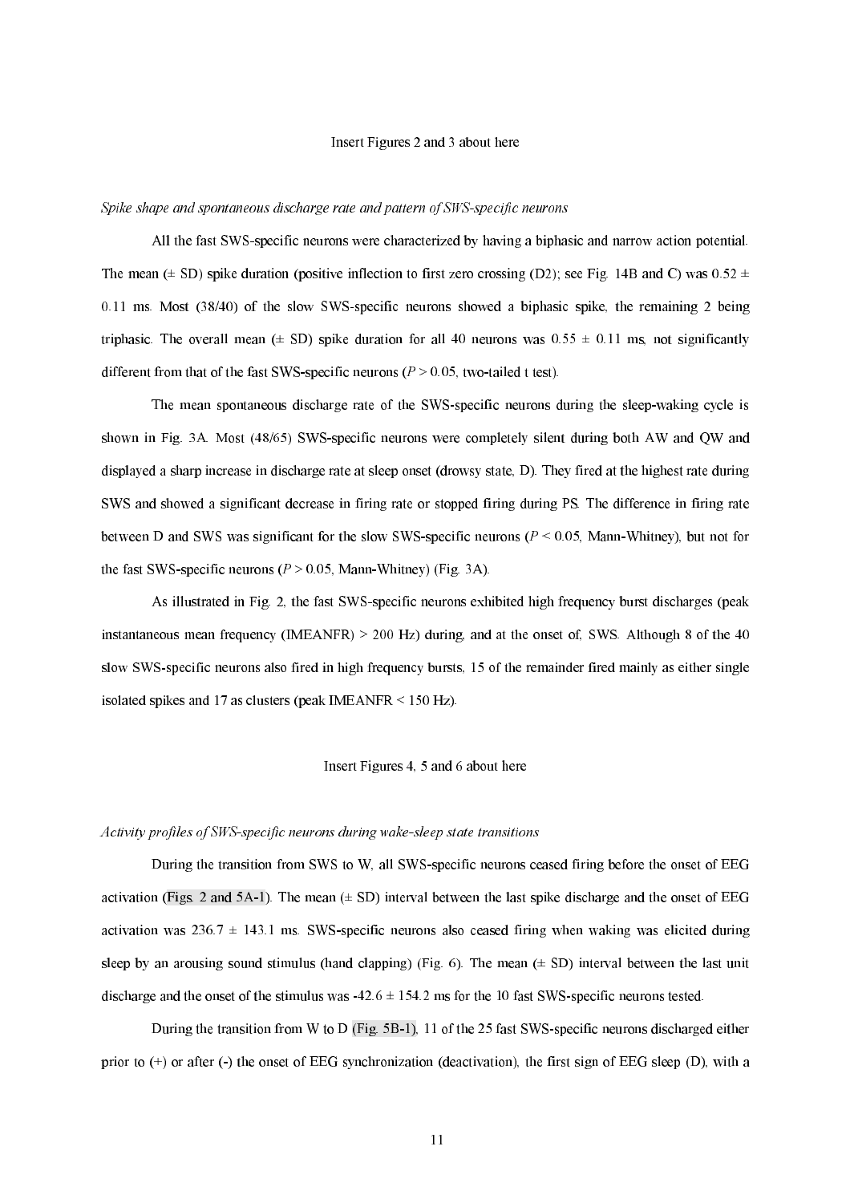Insert Figures 2 and 3 about here

*Spike shape and spontaneous discharge rate and pattern of SWS-specific neurons*

All the fast SWS-specific neurons were characterized by having a biphasic and narrow action potential. The mean (± SD) spike duration (positive inflection to first zero crossing (D2); see Fig. 14B and C) was 0.52 ± 0.11 ms. Most (38/40) of the slow SWS-specific neurons showed a biphasic spike, the remaining 2 being triphasic. The overall mean (± SD) spike duration for all 40 neurons was 0.55 ± 0.11 ms, not significantly different from that of the fast SWS-specific neurons ($P > 0.05$, two-tailed t test).

The mean spontaneous discharge rate of the SWS-specific neurons during the sleep-waking cycle is shown in Fig. 3A. Most (48/65) SWS-specific neurons were completely silent during both AW and QW and displayed a sharp increase in discharge rate at sleep onset (drowsy state, D). They fired at the highest rate during SWS and showed a significant decrease in firing rate or stopped firing during PS. The difference in firing rate between D and SWS was significant for the slow SWS-specific neurons ($P < 0.05$, Mann-Whitney), but not for the fast SWS-specific neurons ($P > 0.05$, Mann-Whitney) (Fig. 3A).

As illustrated in Fig. 2, the fast SWS-specific neurons exhibited high frequency burst discharges (peak instantaneous mean frequency (IMEANFR) > 200 Hz) during, and at the onset of, SWS. Although 8 of the 40 slow SWS-specific neurons also fired in high frequency bursts, 15 of the remainder fired mainly as either single isolated spikes and 17 as clusters (peak IMEANFR < 150 Hz).

Insert Figures 4, 5 and 6 about here

*Activity profiles of SWS-specific neurons during wake-sleep state transitions*

During the transition from SWS to W, all SWS-specific neurons ceased firing before the onset of EEG activation (Figs. 2 and 5A-1). The mean (± SD) interval between the last spike discharge and the onset of EEG activation was 236.7 ± 143.1 ms. SWS-specific neurons also ceased firing when waking was elicited during sleep by an arousing sound stimulus (hand clapping) (Fig. 6). The mean (± SD) interval between the last unit discharge and the onset of the stimulus was -42.6 ± 154.2 ms for the 10 fast SWS-specific neurons tested.

During the transition from W to D (Fig. 5B-1), 11 of the 25 fast SWS-specific neurons discharged either prior to (+) or after (-) the onset of EEG synchronization (deactivation), the first sign of EEG sleep (D), with a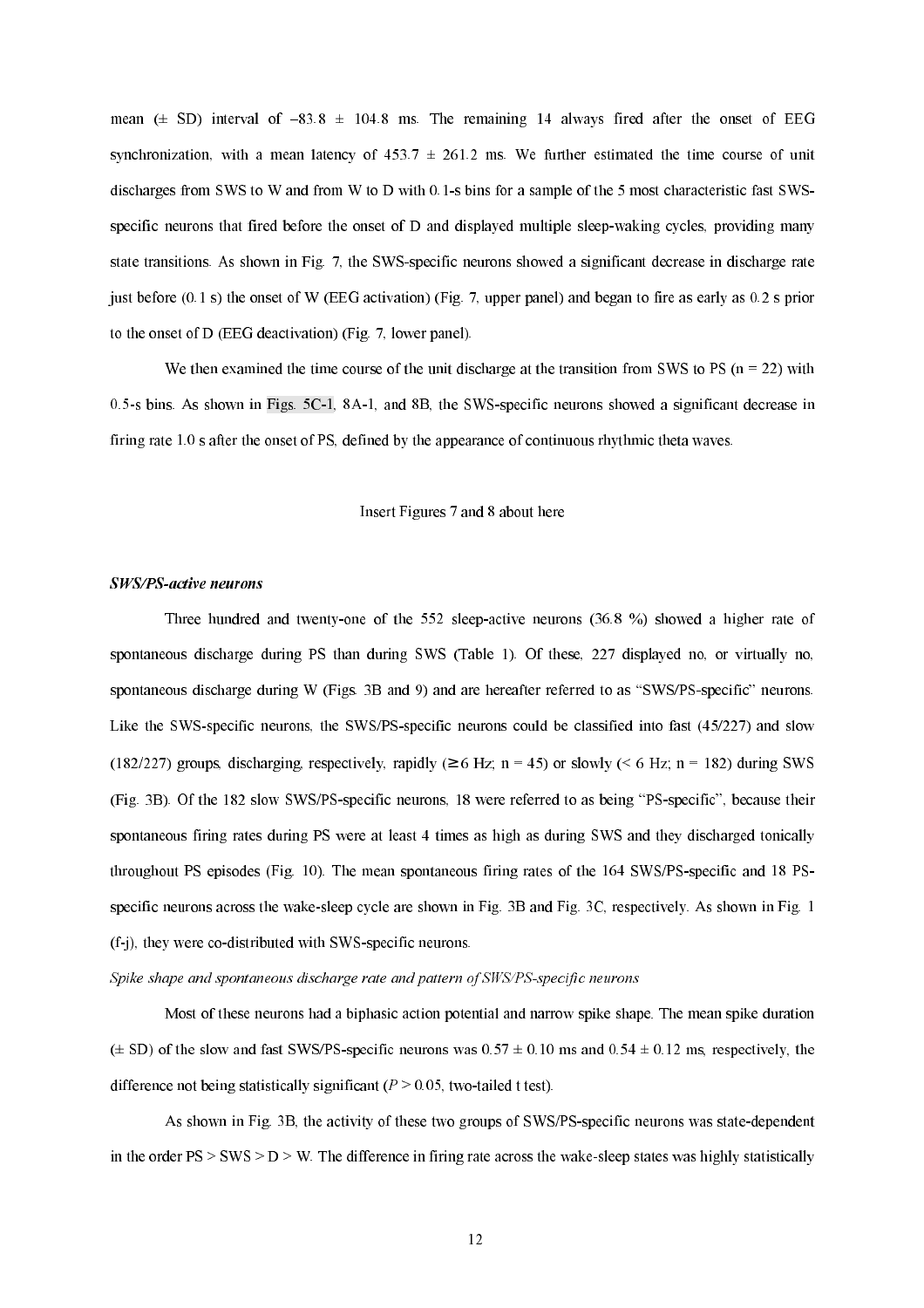mean (± SD) interval of −83.8 ± 104.8 ms. The remaining 14 always fired after the onset of EEG synchronization, with a mean latency of 453.7 ± 261.2 ms. We further estimated the time course of unit discharges from SWS to W and from W to D with 0.1-s bins for a sample of the 5 most characteristic fast SWS-specific neurons that fired before the onset of D and displayed multiple sleep-waking cycles, providing many state transitions. As shown in Fig. 7, the SWS-specific neurons showed a significant decrease in discharge rate just before (0.1 s) the onset of W (EEG activation) (Fig. 7, upper panel) and began to fire as early as 0.2 s prior to the onset of D (EEG deactivation) (Fig. 7, lower panel).

We then examined the time course of the unit discharge at the transition from SWS to PS (n = 22) with 0.5-s bins. As shown in Figs. 5C-1, 8A-1, and 8B, the SWS-specific neurons showed a significant decrease in firing rate 1.0 s after the onset of PS, defined by the appearance of continuous rhythmic theta waves.

Insert Figures 7 and 8 about here

***SWS/PS-active neurons***

Three hundred and twenty-one of the 552 sleep-active neurons (36.8 %) showed a higher rate of spontaneous discharge during PS than during SWS (Table 1). Of these, 227 displayed no, or virtually no, spontaneous discharge during W (Figs. 3B and 9) and are hereafter referred to as "SWS/PS-specific" neurons. Like the SWS-specific neurons, the SWS/PS-specific neurons could be classified into fast (45/227) and slow (182/227) groups, discharging, respectively, rapidly (≥ 6 Hz; n = 45) or slowly (< 6 Hz; n = 182) during SWS (Fig. 3B). Of the 182 slow SWS/PS-specific neurons, 18 were referred to as being "PS-specific", because their spontaneous firing rates during PS were at least 4 times as high as during SWS and they discharged tonically throughout PS episodes (Fig. 10). The mean spontaneous firing rates of the 164 SWS/PS-specific and 18 PS-specific neurons across the wake-sleep cycle are shown in Fig. 3B and Fig. 3C, respectively. As shown in Fig. 1 (f-j), they were co-distributed with SWS-specific neurons.

*Spike shape and spontaneous discharge rate and pattern of SWS/PS-specific neurons*

Most of these neurons had a biphasic action potential and narrow spike shape. The mean spike duration (± SD) of the slow and fast SWS/PS-specific neurons was 0.57 ± 0.10 ms and 0.54 ± 0.12 ms, respectively, the difference not being statistically significant ($P > 0.05$, two-tailed t test).

As shown in Fig. 3B, the activity of these two groups of SWS/PS-specific neurons was state-dependent in the order PS > SWS > D > W. The difference in firing rate across the wake-sleep states was highly statistically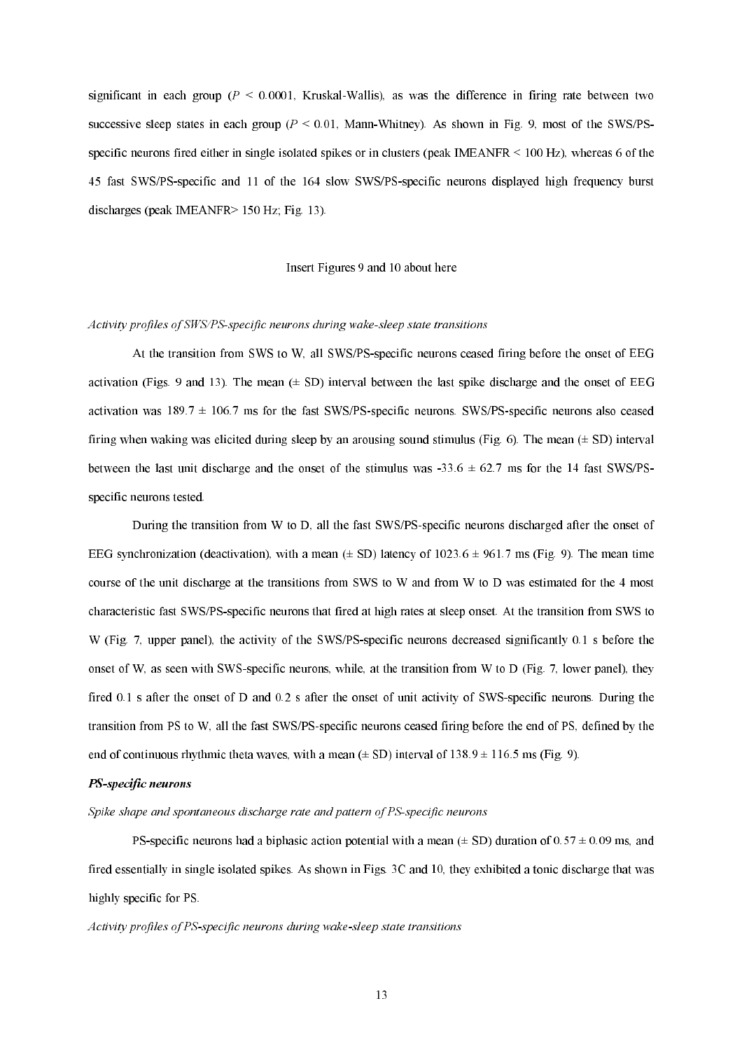significant in each group ($P < 0.0001$, Kruskal-Wallis), as was the difference in firing rate between two successive sleep states in each group ($P < 0.01$, Mann-Whitney). As shown in Fig. 9, most of the SWS/PS-specific neurons fired either in single isolated spikes or in clusters (peak IMEANFR < 100 Hz), whereas 6 of the 45 fast SWS/PS-specific and 11 of the 164 slow SWS/PS-specific neurons displayed high frequency burst discharges (peak IMEANFR> 150 Hz; Fig. 13).

Insert Figures 9 and 10 about here

*Activity profiles of SWS/PS-specific neurons during wake-sleep state transitions*

At the transition from SWS to W, all SWS/PS-specific neurons ceased firing before the onset of EEG activation (Figs. 9 and 13). The mean (± SD) interval between the last spike discharge and the onset of EEG activation was 189.7 ± 106.7 ms for the fast SWS/PS-specific neurons. SWS/PS-specific neurons also ceased firing when waking was elicited during sleep by an arousing sound stimulus (Fig. 6). The mean (± SD) interval between the last unit discharge and the onset of the stimulus was -33.6 ± 62.7 ms for the 14 fast SWS/PS-specific neurons tested.

During the transition from W to D, all the fast SWS/PS-specific neurons discharged after the onset of EEG synchronization (deactivation), with a mean (± SD) latency of 1023.6 ± 961.7 ms (Fig. 9). The mean time course of the unit discharge at the transitions from SWS to W and from W to D was estimated for the 4 most characteristic fast SWS/PS-specific neurons that fired at high rates at sleep onset. At the transition from SWS to W (Fig. 7, upper panel), the activity of the SWS/PS-specific neurons decreased significantly 0.1 s before the onset of W, as seen with SWS-specific neurons, while, at the transition from W to D (Fig. 7, lower panel), they fired 0.1 s after the onset of D and 0.2 s after the onset of unit activity of SWS-specific neurons. During the transition from PS to W, all the fast SWS/PS-specific neurons ceased firing before the end of PS, defined by the end of continuous rhythmic theta waves, with a mean (± SD) interval of 138.9 ± 116.5 ms (Fig. 9).

***PS-specific neurons***

*Spike shape and spontaneous discharge rate and pattern of PS-specific neurons*

PS-specific neurons had a biphasic action potential with a mean (± SD) duration of 0.57 ± 0.09 ms, and fired essentially in single isolated spikes. As shown in Figs. 3C and 10, they exhibited a tonic discharge that was highly specific for PS.

*Activity profiles of PS-specific neurons during wake-sleep state transitions*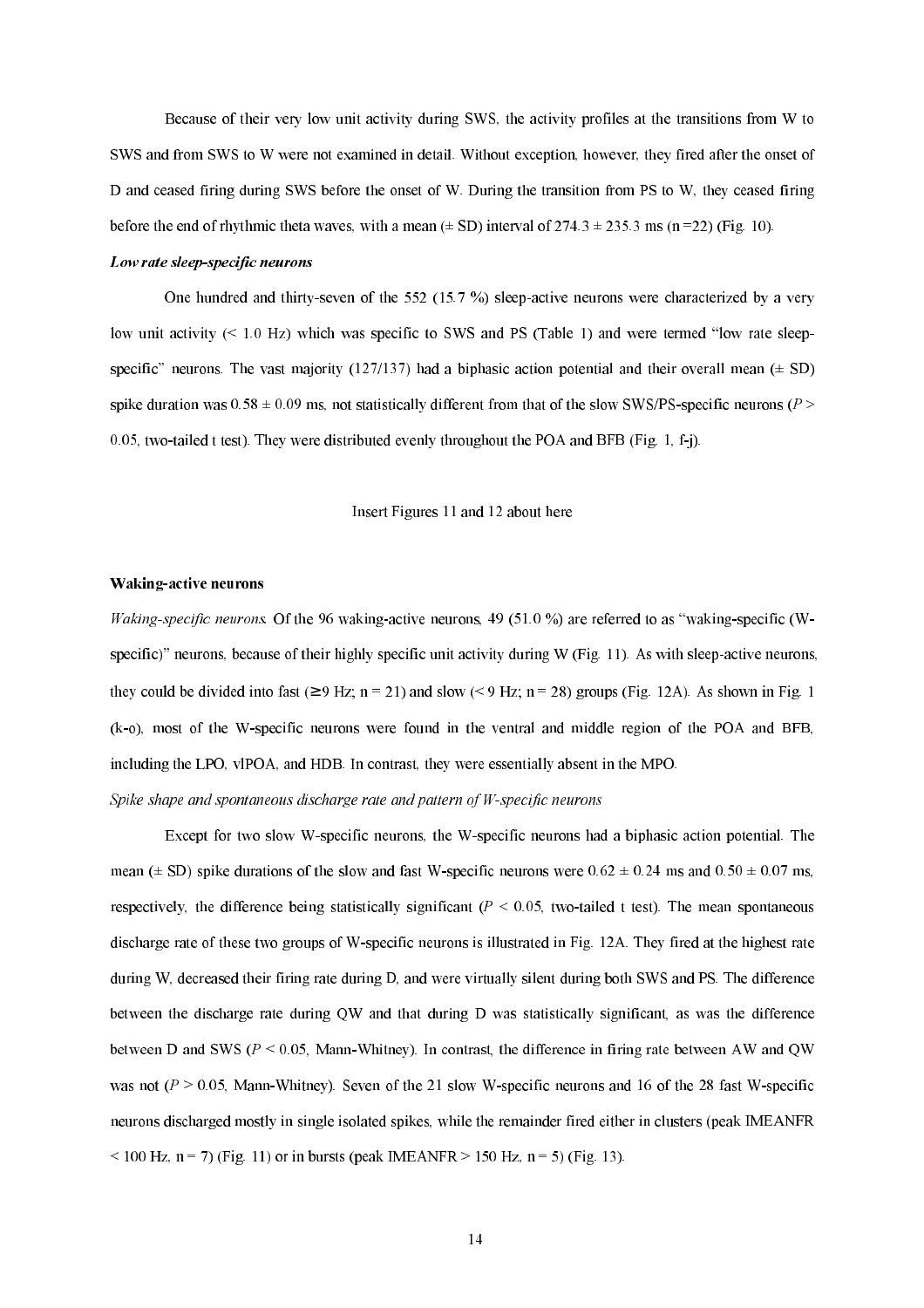Because of their very low unit activity during SWS, the activity profiles at the transitions from W to SWS and from SWS to W were not examined in detail. Without exception, however, they fired after the onset of D and ceased firing during SWS before the onset of W. During the transition from PS to W, they ceased firing before the end of rhythmic theta waves, with a mean (± SD) interval of 274.3 ± 235.3 ms (n =22) (Fig. 10).

***Low rate sleep-specific neurons***

One hundred and thirty-seven of the 552 (15.7 %) sleep-active neurons were characterized by a very low unit activity (< 1.0 Hz) which was specific to SWS and PS (Table 1) and were termed "low rate sleep-specific" neurons. The vast majority (127/137) had a biphasic action potential and their overall mean (± SD) spike duration was 0.58 ± 0.09 ms, not statistically different from that of the slow SWS/PS-specific neurons ($P > 0.05$, two-tailed t test). They were distributed evenly throughout the POA and BFB (Fig. 1, f-j).

Insert Figures 11 and 12 about here

**Waking-active neurons**

*Waking-specific neurons.* Of the 96 waking-active neurons, 49 (51.0 %) are referred to as "waking-specific (W-specific)" neurons, because of their highly specific unit activity during W (Fig. 11). As with sleep-active neurons, they could be divided into fast (≥9 Hz; n = 21) and slow (< 9 Hz; n = 28) groups (Fig. 12A). As shown in Fig. 1 (k-o), most of the W-specific neurons were found in the ventral and middle region of the POA and BFB, including the LPO, vlPOA, and HDB. In contrast, they were essentially absent in the MPO.

*Spike shape and spontaneous discharge rate and pattern of W-specific neurons*

Except for two slow W-specific neurons, the W-specific neurons had a biphasic action potential. The mean (± SD) spike durations of the slow and fast W-specific neurons were 0.62 ± 0.24 ms and 0.50 ± 0.07 ms, respectively, the difference being statistically significant ($P < 0.05$, two-tailed t test). The mean spontaneous discharge rate of these two groups of W-specific neurons is illustrated in Fig. 12A. They fired at the highest rate during W, decreased their firing rate during D, and were virtually silent during both SWS and PS. The difference between the discharge rate during QW and that during D was statistically significant, as was the difference between D and SWS ($P < 0.05$, Mann-Whitney). In contrast, the difference in firing rate between AW and QW was not ($P > 0.05$, Mann-Whitney). Seven of the 21 slow W-specific neurons and 16 of the 28 fast W-specific neurons discharged mostly in single isolated spikes, while the remainder fired either in clusters (peak IMEANFR < 100 Hz, n = 7) (Fig. 11) or in bursts (peak IMEANFR > 150 Hz, n = 5) (Fig. 13).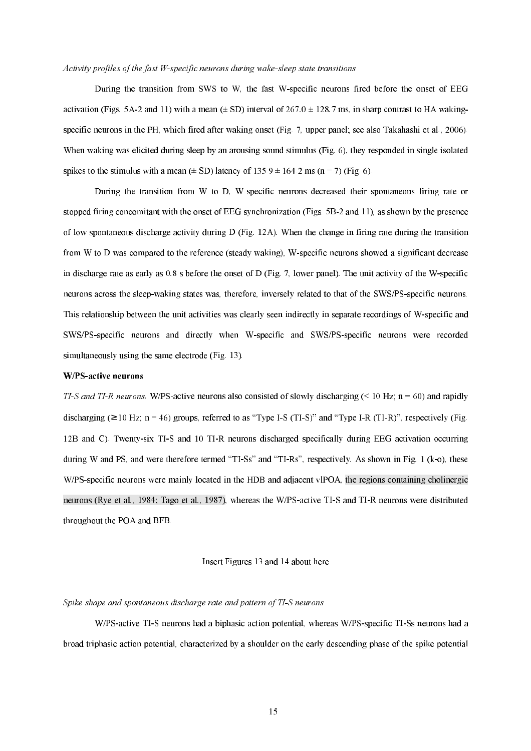*Activity profiles of the fast W-specific neurons during wake-sleep state transitions*

During the transition from SWS to W, the fast W-specific neurons fired before the onset of EEG activation (Figs. 5A-2 and 11) with a mean (± SD) interval of 267.0 ± 128.7 ms, in sharp contrast to HA waking-specific neurons in the PH, which fired after waking onset (Fig. 7, upper panel; see also Takahashi et al., 2006). When waking was elicited during sleep by an arousing sound stimulus (Fig. 6), they responded in single isolated spikes to the stimulus with a mean (± SD) latency of 135.9 ± 164.2 ms (n = 7) (Fig. 6).

During the transition from W to D, W-specific neurons decreased their spontaneous firing rate or stopped firing concomitant with the onset of EEG synchronization (Figs. 5B-2 and 11), as shown by the presence of low spontaneous discharge activity during D (Fig. 12A). When the change in firing rate during the transition from W to D was compared to the reference (steady waking), W-specific neurons showed a significant decrease in discharge rate as early as 0.8 s before the onset of D (Fig. 7, lower panel). The unit activity of the W-specific neurons across the sleep-waking states was, therefore, inversely related to that of the SWS/PS-specific neurons. This relationship between the unit activities was clearly seen indirectly in separate recordings of W-specific and SWS/PS-specific neurons and directly when W-specific and SWS/PS-specific neurons were recorded simultaneously using the same electrode (Fig. 13).

**W/PS-active neurons**

*TI-S and TI-R neurons.* W/PS-active neurons also consisted of slowly discharging (< 10 Hz; n = 60) and rapidly discharging (≥10 Hz; n = 46) groups, referred to as "Type I-S (TI-S)" and "Type I-R (TI-R)", respectively (Fig. 12B and C). Twenty-six TI-S and 10 TI-R neurons discharged specifically during EEG activation occurring during W and PS, and were therefore termed "TI-Ss" and "TI-Rs", respectively. As shown in Fig. 1 (k-o), these W/PS-specific neurons were mainly located in the HDB and adjacent vlPOA, the regions containing cholinergic neurons (Rye et al., 1984; Tago et al., 1987), whereas the W/PS-active TI-S and TI-R neurons were distributed throughout the POA and BFB.

Insert Figures 13 and 14 about here

*Spike shape and spontaneous discharge rate and pattern of TI-S neurons*

W/PS-active TI-S neurons had a biphasic action potential, whereas W/PS-specific TI-Ss neurons had a broad triphasic action potential, characterized by a shoulder on the early descending phase of the spike potential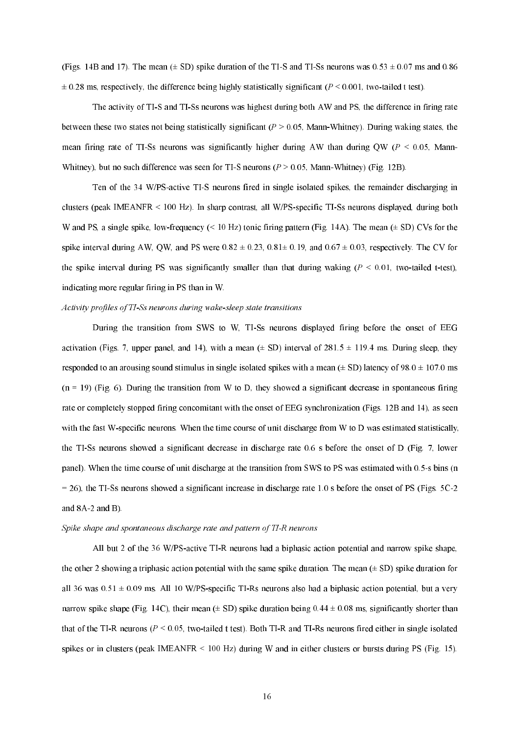(Figs. 14B and 17). The mean (± SD) spike duration of the TI-S and TI-Ss neurons was 0.53 ± 0.07 ms and 0.86 ± 0.28 ms, respectively, the difference being highly statistically significant ($P < 0.001$, two-tailed t test).

The activity of TI-S and TI-Ss neurons was highest during both AW and PS, the difference in firing rate between these two states not being statistically significant ($P > 0.05$, Mann-Whitney). During waking states, the mean firing rate of TI-Ss neurons was significantly higher during AW than during QW ($P < 0.05$, Mann-Whitney), but no such difference was seen for TI-S neurons ($P > 0.05$, Mann-Whitney) (Fig. 12B).

Ten of the 34 W/PS-active TI-S neurons fired in single isolated spikes, the remainder discharging in clusters (peak IMEANFR < 100 Hz). In sharp contrast, all W/PS-specific TI-Ss neurons displayed, during both W and PS, a single spike, low-frequency (< 10 Hz) tonic firing pattern (Fig. 14A). The mean (± SD) CVs for the spike interval during AW, QW, and PS were 0.82 ± 0.23, 0.81± 0.19, and 0.67 ± 0.03, respectively. The CV for the spike interval during PS was significantly smaller than that during waking ($P < 0.01$, two-tailed t-test), indicating more regular firing in PS than in W.

*Activity profiles of TI-Ss neurons during wake-sleep state transitions*

During the transition from SWS to W, TI-Ss neurons displayed firing before the onset of EEG activation (Figs. 7, upper panel, and 14), with a mean (± SD) interval of 281.5 ± 119.4 ms. During sleep, they responded to an arousing sound stimulus in single isolated spikes with a mean (± SD) latency of 98.0 ± 107.0 ms (n = 19) (Fig. 6). During the transition from W to D, they showed a significant decrease in spontaneous firing rate or completely stopped firing concomitant with the onset of EEG synchronization (Figs. 12B and 14), as seen with the fast W-specific neurons. When the time course of unit discharge from W to D was estimated statistically, the TI-Ss neurons showed a significant decrease in discharge rate 0.6 s before the onset of D (Fig. 7, lower panel). When the time course of unit discharge at the transition from SWS to PS was estimated with 0.5-s bins (n = 26), the TI-Ss neurons showed a significant increase in discharge rate 1.0 s before the onset of PS (Figs. 5C-2 and 8A-2 and B).

*Spike shape and spontaneous discharge rate and pattern of TI-R neurons*

All but 2 of the 36 W/PS-active TI-R neurons had a biphasic action potential and narrow spike shape, the other 2 showing a triphasic action potential with the same spike duration. The mean (± SD) spike duration for all 36 was 0.51 ± 0.09 ms. All 10 W/PS-specific TI-Rs neurons also had a biphasic action potential, but a very narrow spike shape (Fig. 14C), their mean (± SD) spike duration being 0.44 ± 0.08 ms, significantly shorter than that of the TI-R neurons ($P < 0.05$, two-tailed t test). Both TI-R and TI-Rs neurons fired either in single isolated spikes or in clusters (peak IMEANFR < 100 Hz) during W and in either clusters or bursts during PS (Fig. 15).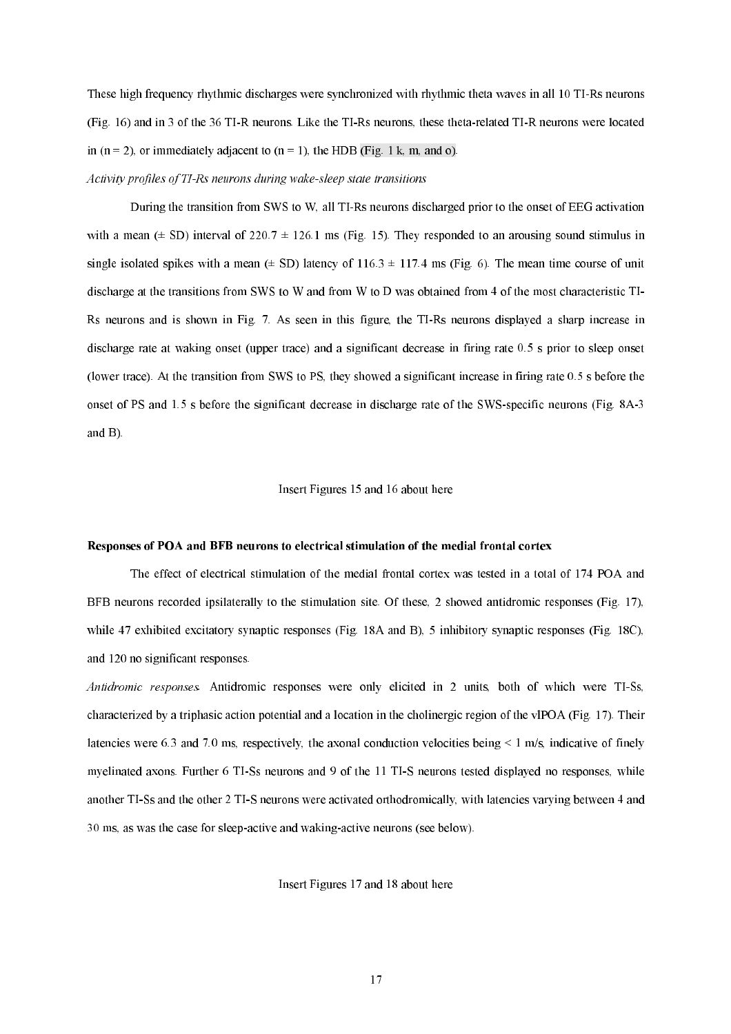These high frequency rhythmic discharges were synchronized with rhythmic theta waves in all 10 TI-Rs neurons (Fig. 16) and in 3 of the 36 TI-R neurons. Like the TI-Rs neurons, these theta-related TI-R neurons were located in (n = 2), or immediately adjacent to (n = 1), the HDB (Fig. 1 k, m, and o).

*Activity profiles of TI-Rs neurons during wake-sleep state transitions*

During the transition from SWS to W, all TI-Rs neurons discharged prior to the onset of EEG activation with a mean (± SD) interval of 220.7 ± 126.1 ms (Fig. 15). They responded to an arousing sound stimulus in single isolated spikes with a mean (± SD) latency of 116.3 ± 117.4 ms (Fig. 6). The mean time course of unit discharge at the transitions from SWS to W and from W to D was obtained from 4 of the most characteristic TI-Rs neurons and is shown in Fig. 7. As seen in this figure, the TI-Rs neurons displayed a sharp increase in discharge rate at waking onset (upper trace) and a significant decrease in firing rate 0.5 s prior to sleep onset (lower trace). At the transition from SWS to PS, they showed a significant increase in firing rate 0.5 s before the onset of PS and 1.5 s before the significant decrease in discharge rate of the SWS-specific neurons (Fig. 8A-3 and B).

Insert Figures 15 and 16 about here

**Responses of POA and BFB neurons to electrical stimulation of the medial frontal cortex**

The effect of electrical stimulation of the medial frontal cortex was tested in a total of 174 POA and BFB neurons recorded ipsilaterally to the stimulation site. Of these, 2 showed antidromic responses (Fig. 17), while 47 exhibited excitatory synaptic responses (Fig. 18A and B), 5 inhibitory synaptic responses (Fig. 18C), and 120 no significant responses.

*Antidromic responses.* Antidromic responses were only elicited in 2 units, both of which were TI-Ss, characterized by a triphasic action potential and a location in the cholinergic region of the vlPOA (Fig. 17). Their latencies were 6.3 and 7.0 ms, respectively, the axonal conduction velocities being < 1 m/s, indicative of finely myelinated axons. Further 6 TI-Ss neurons and 9 of the 11 TI-S neurons tested displayed no responses, while another TI-Ss and the other 2 TI-S neurons were activated orthodromically, with latencies varying between 4 and 30 ms, as was the case for sleep-active and waking-active neurons (see below).

Insert Figures 17 and 18 about here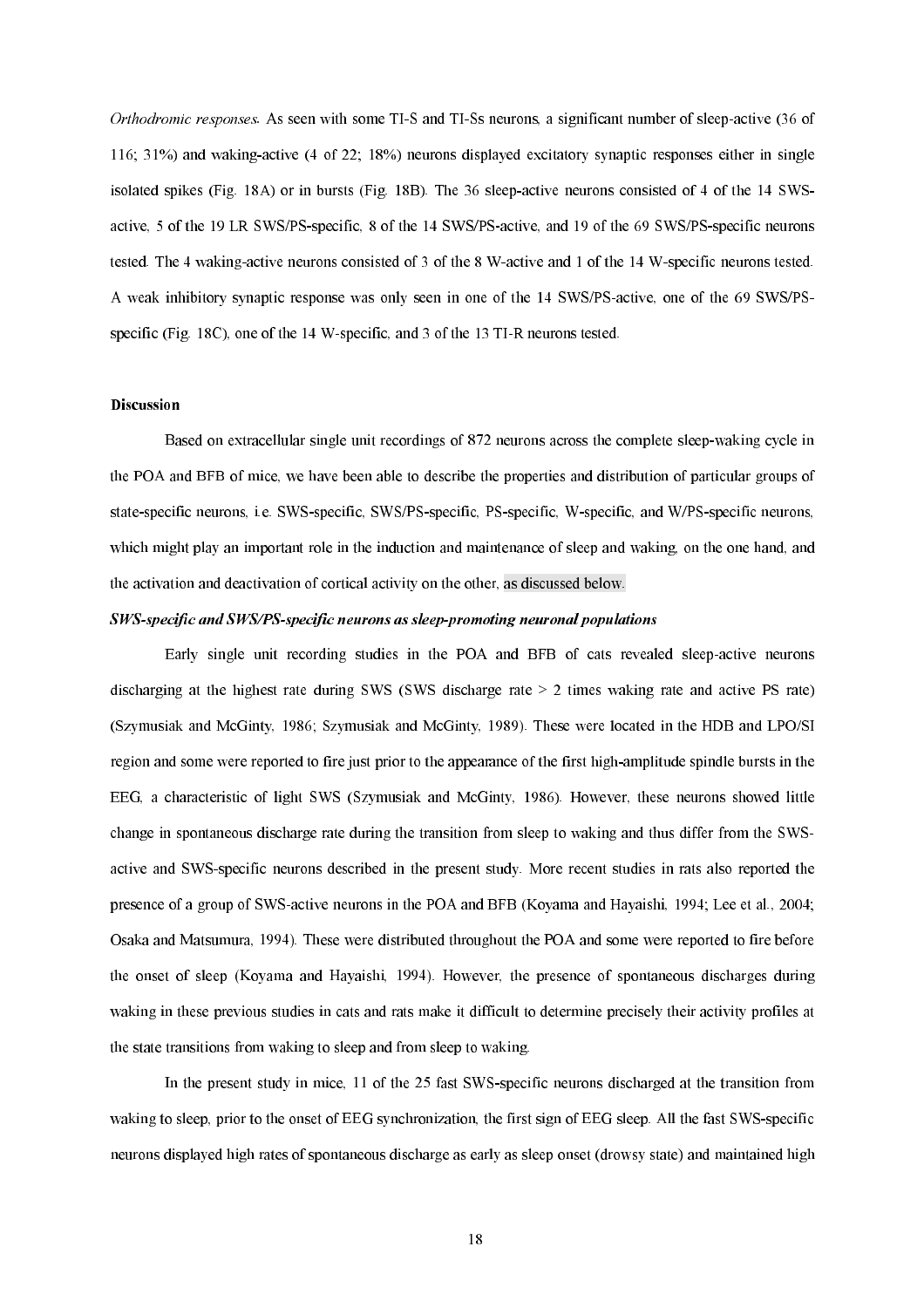*Orthodromic responses.* As seen with some TI-S and TI-Ss neurons, a significant number of sleep-active (36 of 116; 31%) and waking-active (4 of 22; 18%) neurons displayed excitatory synaptic responses either in single isolated spikes (Fig. 18A) or in bursts (Fig. 18B). The 36 sleep-active neurons consisted of 4 of the 14 SWS-active, 5 of the 19 LR SWS/PS-specific, 8 of the 14 SWS/PS-active, and 19 of the 69 SWS/PS-specific neurons tested. The 4 waking-active neurons consisted of 3 of the 8 W-active and 1 of the 14 W-specific neurons tested. A weak inhibitory synaptic response was only seen in one of the 14 SWS/PS-active, one of the 69 SWS/PS-specific (Fig. 18C), one of the 14 W-specific, and 3 of the 13 TI-R neurons tested.

## Discussion

Based on extracellular single unit recordings of 872 neurons across the complete sleep-waking cycle in the POA and BFB of mice, we have been able to describe the properties and distribution of particular groups of state-specific neurons, i.e. SWS-specific, SWS/PS-specific, PS-specific, W-specific, and W/PS-specific neurons, which might play an important role in the induction and maintenance of sleep and waking, on the one hand, and the activation and deactivation of cortical activity on the other, as discussed below.

### *SWS-specific and SWS/PS-specific neurons as sleep-promoting neuronal populations*

Early single unit recording studies in the POA and BFB of cats revealed sleep-active neurons discharging at the highest rate during SWS (SWS discharge rate > 2 times waking rate and active PS rate) (Szymusiak and McGinty, 1986; Szymusiak and McGinty, 1989). These were located in the HDB and LPO/SI region and some were reported to fire just prior to the appearance of the first high-amplitude spindle bursts in the EEG, a characteristic of light SWS (Szymusiak and McGinty, 1986). However, these neurons showed little change in spontaneous discharge rate during the transition from sleep to waking and thus differ from the SWS-active and SWS-specific neurons described in the present study. More recent studies in rats also reported the presence of a group of SWS-active neurons in the POA and BFB (Koyama and Hayaishi, 1994; Lee et al., 2004; Osaka and Matsumura, 1994). These were distributed throughout the POA and some were reported to fire before the onset of sleep (Koyama and Hayaishi, 1994). However, the presence of spontaneous discharges during waking in these previous studies in cats and rats make it difficult to determine precisely their activity profiles at the state transitions from waking to sleep and from sleep to waking.

In the present study in mice, 11 of the 25 fast SWS-specific neurons discharged at the transition from waking to sleep, prior to the onset of EEG synchronization, the first sign of EEG sleep. All the fast SWS-specific neurons displayed high rates of spontaneous discharge as early as sleep onset (drowsy state) and maintained high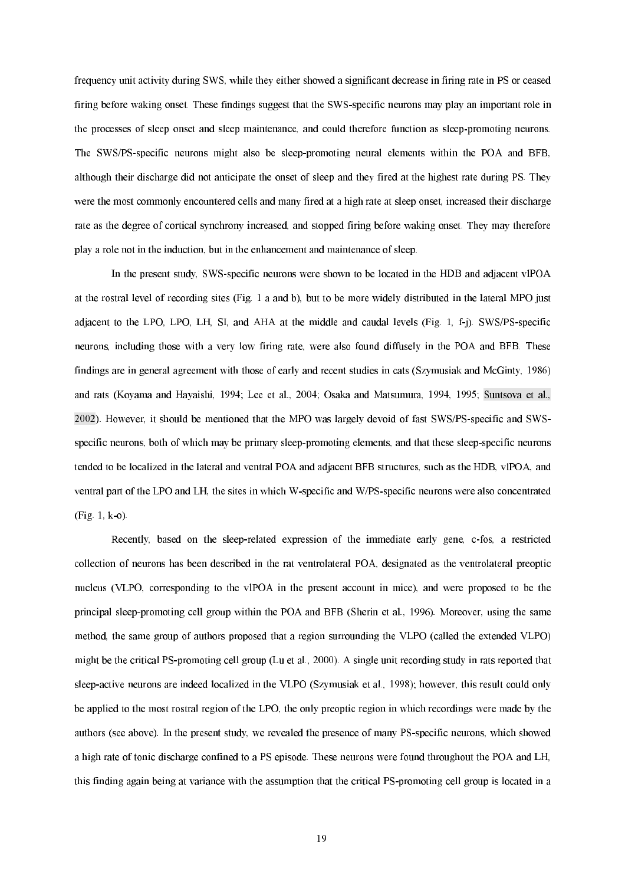frequency unit activity during SWS, while they either showed a significant decrease in firing rate in PS or ceased firing before waking onset. These findings suggest that the SWS-specific neurons may play an important role in the processes of sleep onset and sleep maintenance, and could therefore function as sleep-promoting neurons. The SWS/PS-specific neurons might also be sleep-promoting neural elements within the POA and BFB, although their discharge did not anticipate the onset of sleep and they fired at the highest rate during PS. They were the most commonly encountered cells and many fired at a high rate at sleep onset, increased their discharge rate as the degree of cortical synchrony increased, and stopped firing before waking onset. They may therefore play a role not in the induction, but in the enhancement and maintenance of sleep.

In the present study, SWS-specific neurons were shown to be located in the HDB and adjacent vlPOA at the rostral level of recording sites (Fig. 1 a and b), but to be more widely distributed in the lateral MPO just adjacent to the LPO, LPO, LH, SI, and AHA at the middle and caudal levels (Fig. 1, f-j). SWS/PS-specific neurons, including those with a very low firing rate, were also found diffusely in the POA and BFB. These findings are in general agreement with those of early and recent studies in cats (Szymusiak and McGinty, 1986) and rats (Koyama and Hayaishi, 1994; Lee et al., 2004; Osaka and Matsumura, 1994, 1995; Suntsova et al., 2002). However, it should be mentioned that the MPO was largely devoid of fast SWS/PS-specific and SWS-specific neurons, both of which may be primary sleep-promoting elements, and that these sleep-specific neurons tended to be localized in the lateral and ventral POA and adjacent BFB structures, such as the HDB, vlPOA, and ventral part of the LPO and LH, the sites in which W-specific and W/PS-specific neurons were also concentrated (Fig. 1, k-o).

Recently, based on the sleep-related expression of the immediate early gene, c-fos, a restricted collection of neurons has been described in the rat ventrolateral POA, designated as the ventrolateral preoptic nucleus (VLPO, corresponding to the vlPOA in the present account in mice), and were proposed to be the principal sleep-promoting cell group within the POA and BFB (Sherin et al., 1996). Moreover, using the same method, the same group of authors proposed that a region surrounding the VLPO (called the extended VLPO) might be the critical PS-promoting cell group (Lu et al., 2000). A single unit recording study in rats reported that sleep-active neurons are indeed localized in the VLPO (Szymusiak et al., 1998); however, this result could only be applied to the most rostral region of the LPO, the only preoptic region in which recordings were made by the authors (see above). In the present study, we revealed the presence of many PS-specific neurons, which showed a high rate of tonic discharge confined to a PS episode. These neurons were found throughout the POA and LH, this finding again being at variance with the assumption that the critical PS-promoting cell group is located in a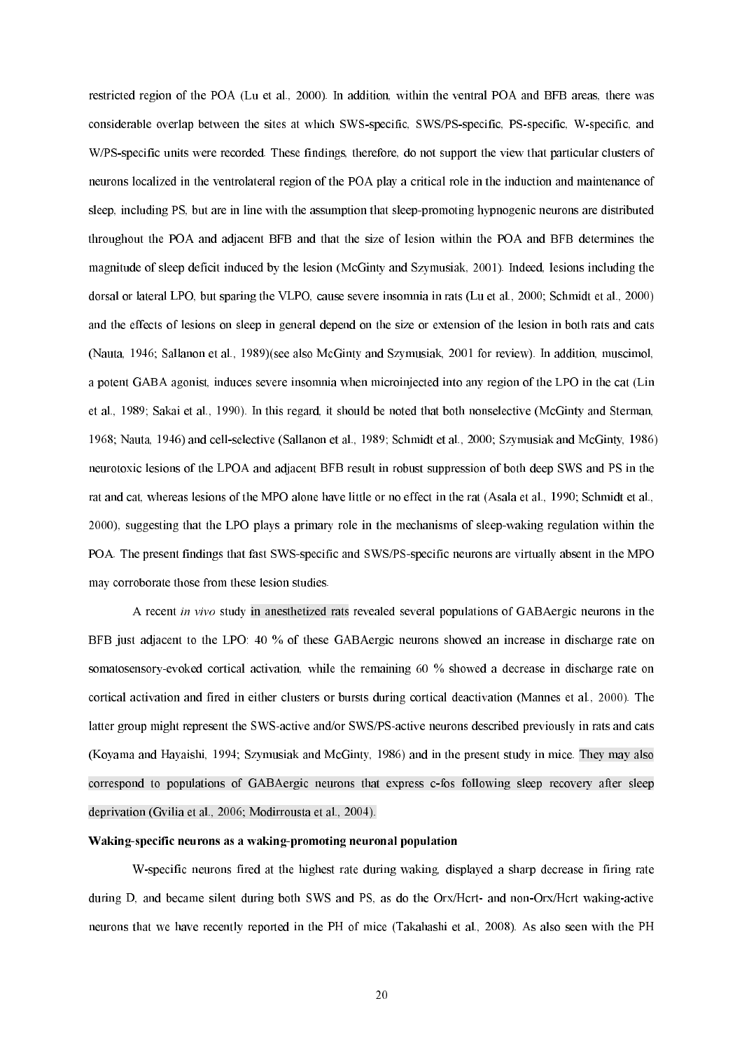restricted region of the POA (Lu et al., 2000). In addition, within the ventral POA and BFB areas, there was considerable overlap between the sites at which SWS-specific, SWS/PS-specific, PS-specific, W-specific, and W/PS-specific units were recorded. These findings, therefore, do not support the view that particular clusters of neurons localized in the ventrolateral region of the POA play a critical role in the induction and maintenance of sleep, including PS, but are in line with the assumption that sleep-promoting hypnogenic neurons are distributed throughout the POA and adjacent BFB and that the size of lesion within the POA and BFB determines the magnitude of sleep deficit induced by the lesion (McGinty and Szymusiak, 2001). Indeed, lesions including the dorsal or lateral LPO, but sparing the VLPO, cause severe insomnia in rats (Lu et al., 2000; Schmidt et al., 2000) and the effects of lesions on sleep in general depend on the size or extension of the lesion in both rats and cats (Nauta, 1946; Sallanon et al., 1989)(see also McGinty and Szymusiak, 2001 for review). In addition, muscimol, a potent GABA agonist, induces severe insomnia when microinjected into any region of the LPO in the cat (Lin et al., 1989; Sakai et al., 1990). In this regard, it should be noted that both nonselective (McGinty and Sterman, 1968; Nauta, 1946) and cell-selective (Sallanon et al., 1989; Schmidt et al., 2000; Szymusiak and McGinty, 1986) neurotoxic lesions of the LPOA and adjacent BFB result in robust suppression of both deep SWS and PS in the rat and cat, whereas lesions of the MPO alone have little or no effect in the rat (Asala et al., 1990; Schmidt et al., 2000), suggesting that the LPO plays a primary role in the mechanisms of sleep-waking regulation within the POA. The present findings that fast SWS-specific and SWS/PS-specific neurons are virtually absent in the MPO may corroborate those from these lesion studies.

A recent *in vivo* study in anesthetized rats revealed several populations of GABAergic neurons in the BFB just adjacent to the LPO: 40 % of these GABAergic neurons showed an increase in discharge rate on somatosensory-evoked cortical activation, while the remaining 60 % showed a decrease in discharge rate on cortical activation and fired in either clusters or bursts during cortical deactivation (Mannes et al., 2000). The latter group might represent the SWS-active and/or SWS/PS-active neurons described previously in rats and cats (Koyama and Hayaishi, 1994; Szymusiak and McGinty, 1986) and in the present study in mice. They may also correspond to populations of GABAergic neurons that express c-fos following sleep recovery after sleep deprivation (Gvilia et al., 2006; Modirrousta et al., 2004).

**Waking-specific neurons as a waking-promoting neuronal population**

W-specific neurons fired at the highest rate during waking, displayed a sharp decrease in firing rate during D, and became silent during both SWS and PS, as do the Orx/Hcrt- and non-Orx/Hcrt waking-active neurons that we have recently reported in the PH of mice (Takahashi et al., 2008). As also seen with the PH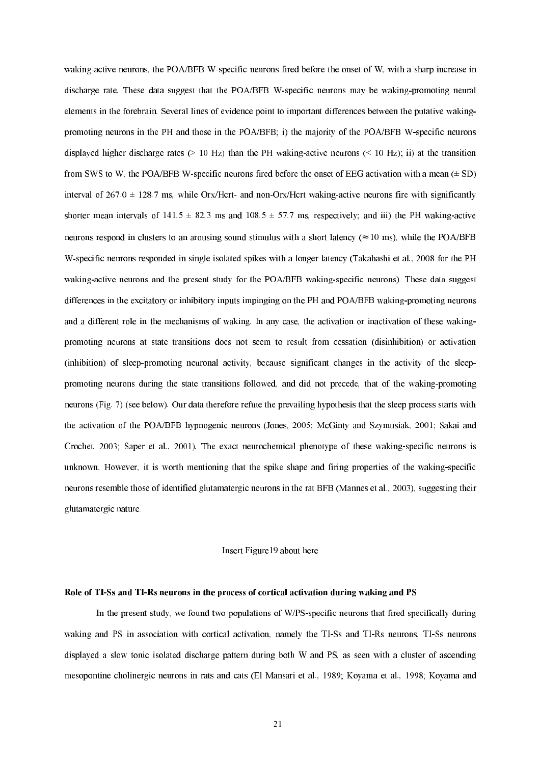waking-active neurons, the POA/BFB W-specific neurons fired before the onset of W, with a sharp increase in discharge rate. These data suggest that the POA/BFB W-specific neurons may be waking-promoting neural elements in the forebrain. Several lines of evidence point to important differences between the putative waking-promoting neurons in the PH and those in the POA/BFB; i) the majority of the POA/BFB W-specific neurons displayed higher discharge rates (> 10 Hz) than the PH waking-active neurons (< 10 Hz); ii) at the transition from SWS to W, the POA/BFB W-specific neurons fired before the onset of EEG activation with a mean (± SD) interval of 267.0 ± 128.7 ms, while Orx/Hcrt- and non-Orx/Hcrt waking-active neurons fire with significantly shorter mean intervals of 141.5 ± 82.3 ms and 108.5 ± 57.7 ms, respectively; and iii) the PH waking-active neurons respond in clusters to an arousing sound stimulus with a short latency (≈ 10 ms), while the POA/BFB W-specific neurons responded in single isolated spikes with a longer latency (Takahashi et al., 2008 for the PH waking-active neurons and the present study for the POA/BFB waking-specific neurons). These data suggest differences in the excitatory or inhibitory inputs impinging on the PH and POA/BFB waking-promoting neurons and a different role in the mechanisms of waking. In any case, the activation or inactivation of these waking-promoting neurons at state transitions does not seem to result from cessation (disinhibition) or activation (inhibition) of sleep-promoting neuronal activity, because significant changes in the activity of the sleep-promoting neurons during the state transitions followed, and did not precede, that of the waking-promoting neurons (Fig. 7) (see below). Our data therefore refute the prevailing hypothesis that the sleep process starts with the activation of the POA/BFB hypnogenic neurons (Jones, 2005; McGinty and Szymusiak, 2001; Sakai and Crochet, 2003; Saper et al., 2001). The exact neurochemical phenotype of these waking-specific neurons is unknown. However, it is worth mentioning that the spike shape and firing properties of the waking-specific neurons resemble those of identified glutamatergic neurons in the rat BFB (Mannes et al., 2003), suggesting their glutamatergic nature.

Insert Figure19 about here

**Role of TI-Ss and TI-Rs neurons in the process of cortical activation during waking and PS**

In the present study, we found two populations of W/PS-specific neurons that fired specifically during waking and PS in association with cortical activation, namely the TI-Ss and TI-Rs neurons. TI-Ss neurons displayed a slow tonic isolated discharge pattern during both W and PS, as seen with a cluster of ascending mesopontine cholinergic neurons in rats and cats (El Mansari et al., 1989; Koyama et al., 1998; Koyama and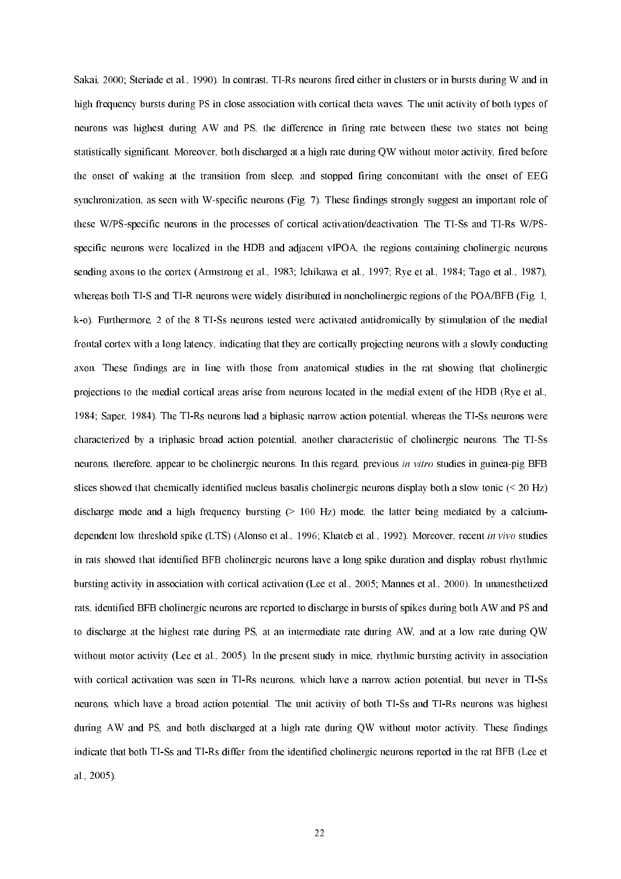Sakai, 2000; Steriade et al., 1990). In contrast, TI-Rs neurons fired either in clusters or in bursts during W and in high frequency bursts during PS in close association with cortical theta waves. The unit activity of both types of neurons was highest during AW and PS, the difference in firing rate between these two states not being statistically significant. Moreover, both discharged at a high rate during QW without motor activity, fired before the onset of waking at the transition from sleep, and stopped firing concomitant with the onset of EEG synchronization, as seen with W-specific neurons (Fig. 7). These findings strongly suggest an important role of these W/PS-specific neurons in the processes of cortical activation/deactivation. The TI-Ss and TI-Rs W/PS-specific neurons were localized in the HDB and adjacent vlPOA, the regions containing cholinergic neurons sending axons to the cortex (Armstrong et al., 1983; Ichikawa et al., 1997; Rye et al., 1984; Tago et al., 1987), whereas both TI-S and TI-R neurons were widely distributed in noncholinergic regions of the POA/BFB (Fig. 1, k-o). Furthermore, 2 of the 8 TI-Ss neurons tested were activated antidromically by stimulation of the medial frontal cortex with a long latency, indicating that they are cortically projecting neurons with a slowly conducting axon. These findings are in line with those from anatomical studies in the rat showing that cholinergic projections to the medial cortical areas arise from neurons located in the medial extent of the HDB (Rye et al., 1984; Saper, 1984). The TI-Rs neurons had a biphasic narrow action potential, whereas the TI-Ss neurons were characterized by a triphasic broad action potential, another characteristic of cholinergic neurons. The TI-Ss neurons, therefore, appear to be cholinergic neurons. In this regard, previous *in vitro* studies in guinea-pig BFB slices showed that chemically identified nucleus basalis cholinergic neurons display both a slow tonic (< 20 Hz) discharge mode and a high frequency bursting (> 100 Hz) mode, the latter being mediated by a calcium-dependent low threshold spike (LTS) (Alonso et al., 1996; Khateb et al., 1992). Moreover, recent *in vivo* studies in rats showed that identified BFB cholinergic neurons have a long spike duration and display robust rhythmic bursting activity in association with cortical activation (Lee et al., 2005; Mannes et al., 2000). In unanesthetized rats, identified BFB cholinergic neurons are reported to discharge in bursts of spikes during both AW and PS and to discharge at the highest rate during PS, at an intermediate rate during AW, and at a low rate during QW without motor activity (Lee et al., 2005). In the present study in mice, rhythmic bursting activity in association with cortical activation was seen in TI-Rs neurons, which have a narrow action potential, but never in TI-Ss neurons, which have a broad action potential. The unit activity of both TI-Ss and TI-Rs neurons was highest during AW and PS, and both discharged at a high rate during QW without motor activity. These findings indicate that both TI-Ss and TI-Rs differ from the identified cholinergic neurons reported in the rat BFB (Lee et al., 2005).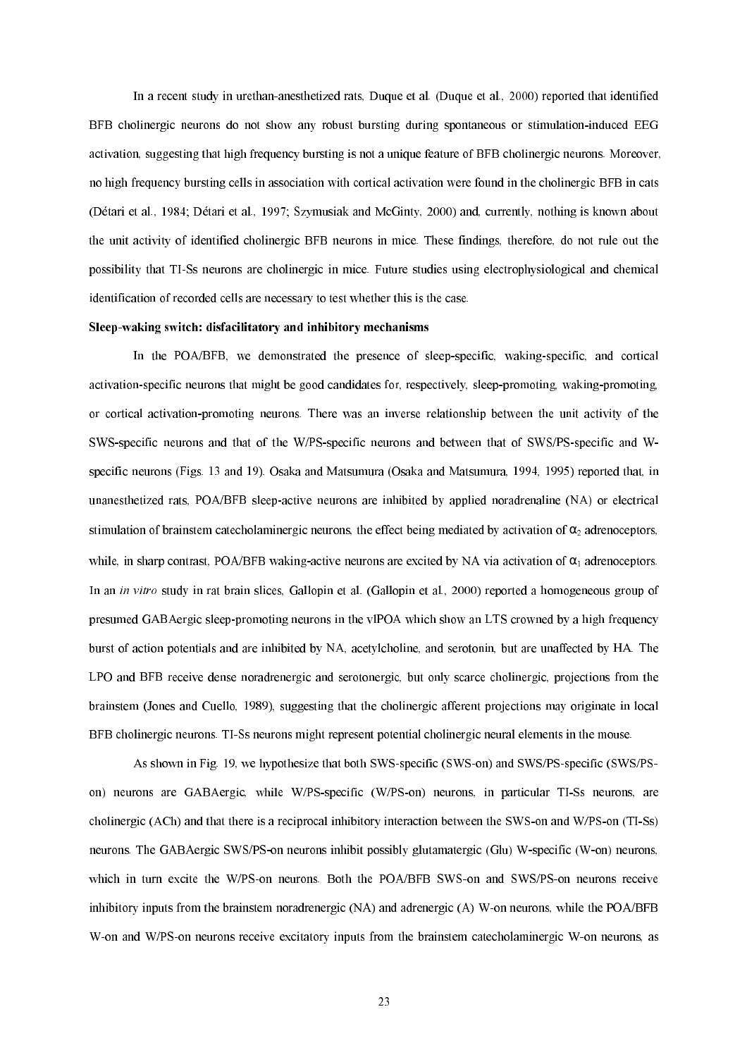In a recent study in urethan-anesthetized rats, Duque et al. (Duque et al., 2000) reported that identified BFB cholinergic neurons do not show any robust bursting during spontaneous or stimulation-induced EEG activation, suggesting that high frequency bursting is not a unique feature of BFB cholinergic neurons. Moreover, no high frequency bursting cells in association with cortical activation were found in the cholinergic BFB in cats (Détari et al., 1984; Détari et al., 1997; Szymusiak and McGinty, 2000) and, currently, nothing is known about the unit activity of identified cholinergic BFB neurons in mice. These findings, therefore, do not rule out the possibility that TI-Ss neurons are cholinergic in mice. Future studies using electrophysiological and chemical identification of recorded cells are necessary to test whether this is the case.

**Sleep-waking switch: disfacilitatory and inhibitory mechanisms**

In the POA/BFB, we demonstrated the presence of sleep-specific, waking-specific, and cortical activation-specific neurons that might be good candidates for, respectively, sleep-promoting, waking-promoting, or cortical activation-promoting neurons. There was an inverse relationship between the unit activity of the SWS-specific neurons and that of the W/PS-specific neurons and between that of SWS/PS-specific and W-specific neurons (Figs. 13 and 19). Osaka and Matsumura (Osaka and Matsumura, 1994, 1995) reported that, in unanesthetized rats, POA/BFB sleep-active neurons are inhibited by applied noradrenaline (NA) or electrical stimulation of brainstem catecholaminergic neurons, the effect being mediated by activation of $\alpha_2$ adrenoceptors, while, in sharp contrast, POA/BFB waking-active neurons are excited by NA via activation of $\alpha_1$ adrenoceptors. In an *in vitro* study in rat brain slices, Gallopin et al. (Gallopin et al., 2000) reported a homogeneous group of presumed GABAergic sleep-promoting neurons in the vlPOA which show an LTS crowned by a high frequency burst of action potentials and are inhibited by NA, acetylcholine, and serotonin, but are unaffected by HA. The LPO and BFB receive dense noradrenergic and serotonergic, but only scarce cholinergic, projections from the brainstem (Jones and Cuello, 1989), suggesting that the cholinergic afferent projections may originate in local BFB cholinergic neurons. TI-Ss neurons might represent potential cholinergic neural elements in the mouse.

As shown in Fig. 19, we hypothesize that both SWS-specific (SWS-on) and SWS/PS-specific (SWS/PS-on) neurons are GABAergic, while W/PS-specific (W/PS-on) neurons, in particular TI-Ss neurons, are cholinergic (ACh) and that there is a reciprocal inhibitory interaction between the SWS-on and W/PS-on (TI-Ss) neurons. The GABAergic SWS/PS-on neurons inhibit possibly glutamatergic (Glu) W-specific (W-on) neurons, which in turn excite the W/PS-on neurons. Both the POA/BFB SWS-on and SWS/PS-on neurons receive inhibitory inputs from the brainstem noradrenergic (NA) and adrenergic (A) W-on neurons, while the POA/BFB W-on and W/PS-on neurons receive excitatory inputs from the brainstem catecholaminergic W-on neurons, as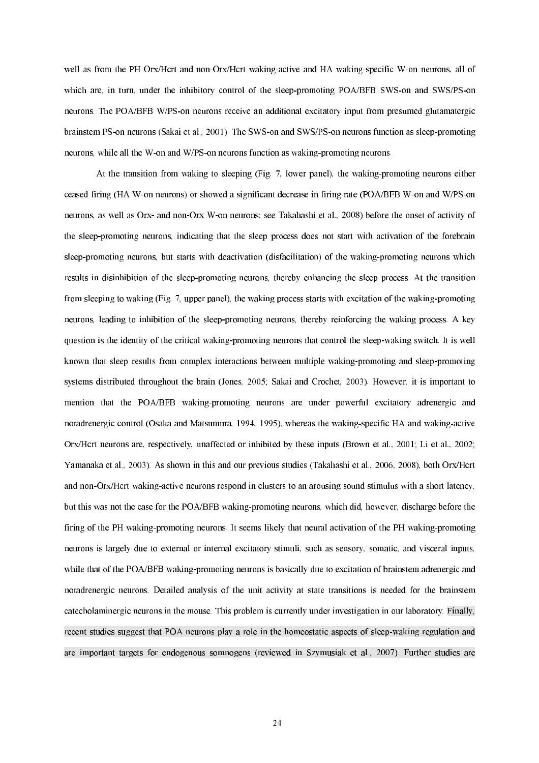well as from the PH Orx/Hcrt and non-Orx/Hcrt waking-active and HA waking-specific W-on neurons, all of which are, in turn, under the inhibitory control of the sleep-promoting POA/BFB SWS-on and SWS/PS-on neurons. The POA/BFB W/PS-on neurons receive an additional excitatory input from presumed glutamatergic brainstem PS-on neurons (Sakai et al., 2001). The SWS-on and SWS/PS-on neurons function as sleep-promoting neurons, while all the W-on and W/PS-on neurons function as waking-promoting neurons.

At the transition from waking to sleeping (Fig. 7, lower panel), the waking-promoting neurons either ceased firing (HA W-on neurons) or showed a significant decrease in firing rate (POA/BFB W-on and W/PS-on neurons, as well as Orx- and non-Orx W-on neurons; see Takahashi et al., 2008) before the onset of activity of the sleep-promoting neurons, indicating that the sleep process does not start with activation of the forebrain sleep-promoting neurons, but starts with deactivation (disfacilitation) of the waking-promoting neurons which results in disinhibition of the sleep-promoting neurons, thereby enhancing the sleep process. At the transition from sleeping to waking (Fig. 7, upper panel), the waking process starts with excitation of the waking-promoting neurons, leading to inhibition of the sleep-promoting neurons, thereby reinforcing the waking process. A key question is the identity of the critical waking-promoting neurons that control the sleep-waking switch. It is well known that sleep results from complex interactions between multiple waking-promoting and sleep-promoting systems distributed throughout the brain (Jones, 2005; Sakai and Crochet, 2003). However, it is important to mention that the POA/BFB waking-promoting neurons are under powerful excitatory adrenergic and noradrenergic control (Osaka and Matsumura, 1994, 1995), whereas the waking-specific HA and waking-active Orx/Hcrt neurons are, respectively, unaffected or inhibited by these inputs (Brown et al., 2001; Li et al., 2002; Yamanaka et al., 2003). As shown in this and our previous studies (Takahashi et al., 2006, 2008), both Orx/Hcrt and non-Orx/Hcrt waking-active neurons respond in clusters to an arousing sound stimulus with a short latency, but this was not the case for the POA/BFB waking-promoting neurons, which did, however, discharge before the firing of the PH waking-promoting neurons. It seems likely that neural activation of the PH waking-promoting neurons is largely due to external or internal excitatory stimuli, such as sensory, somatic, and visceral inputs, while that of the POA/BFB waking-promoting neurons is basically due to excitation of brainstem adrenergic and noradrenergic neurons. Detailed analysis of the unit activity at state transitions is needed for the brainstem catecholaminergic neurons in the mouse. This problem is currently under investigation in our laboratory. Finally, recent studies suggest that POA neurons play a role in the homeostatic aspects of sleep-waking regulation and are important targets for endogenous somnogens (reviewed in Szymusiak et al., 2007). Further studies are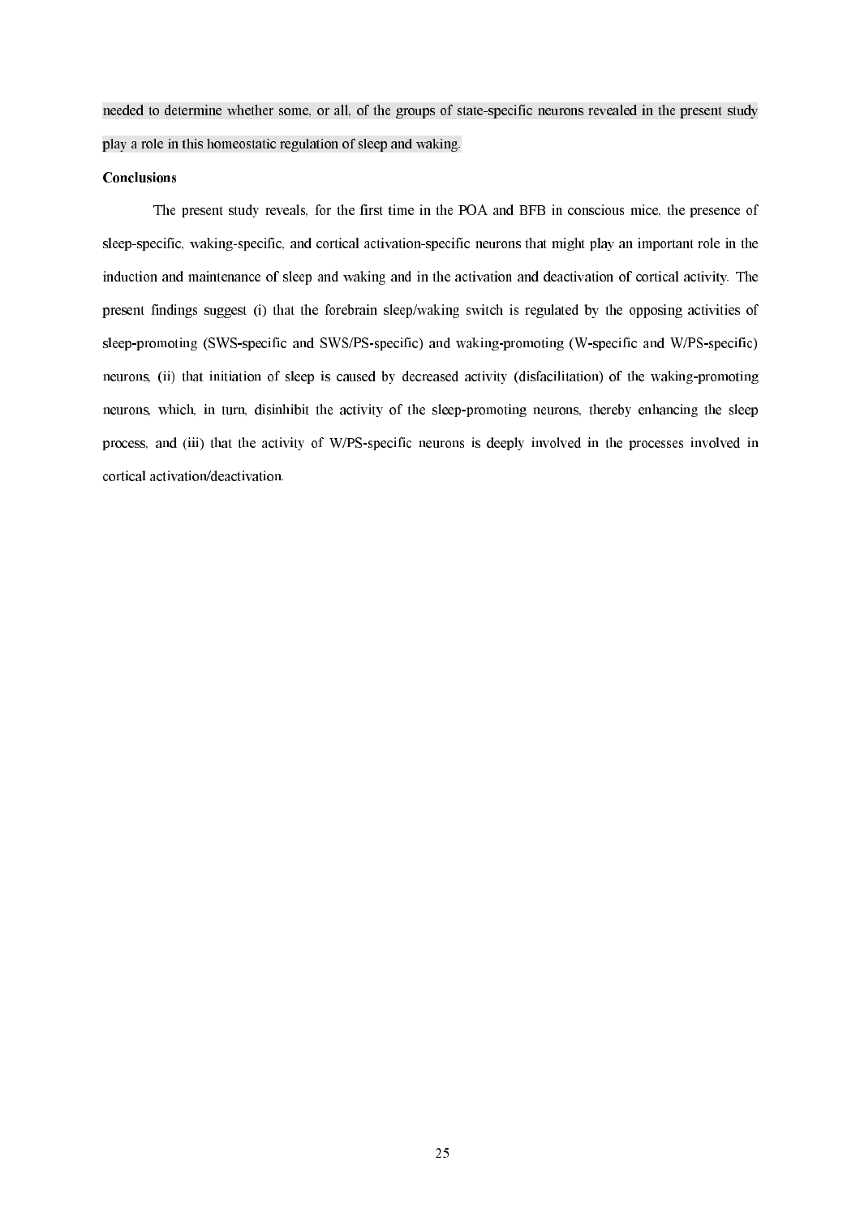needed to determine whether some, or all, of the groups of state-specific neurons revealed in the present study play a role in this homeostatic regulation of sleep and waking.

**Conclusions**

The present study reveals, for the first time in the POA and BFB in conscious mice, the presence of sleep-specific, waking-specific, and cortical activation-specific neurons that might play an important role in the induction and maintenance of sleep and waking and in the activation and deactivation of cortical activity. The present findings suggest (i) that the forebrain sleep/waking switch is regulated by the opposing activities of sleep-promoting (SWS-specific and SWS/PS-specific) and waking-promoting (W-specific and W/PS-specific) neurons, (ii) that initiation of sleep is caused by decreased activity (disfacilitation) of the waking-promoting neurons, which, in turn, disinhibit the activity of the sleep-promoting neurons, thereby enhancing the sleep process, and (iii) that the activity of W/PS-specific neurons is deeply involved in the processes involved in cortical activation/deactivation.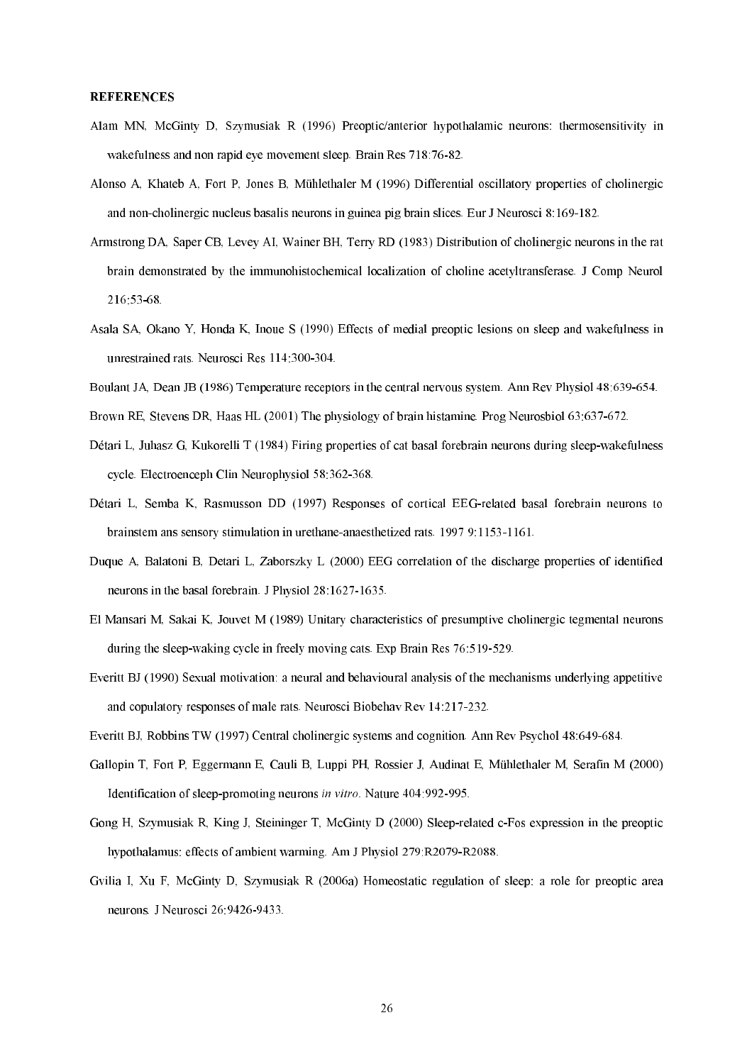**REFERENCES**

Alam MN, McGinty D, Szymusiak R (1996) Preoptic/anterior hypothalamic neurons: thermosensitivity in wakefulness and non rapid eye movement sleep. Brain Res 718:76-82.

Alonso A, Khateb A, Fort P, Jones B, Mühlethaler M (1996) Differential oscillatory properties of cholinergic and non-cholinergic nucleus basalis neurons in guinea pig brain slices. Eur J Neurosci 8:169-182.

Armstrong DA, Saper CB, Levey AI, Wainer BH, Terry RD (1983) Distribution of cholinergic neurons in the rat brain demonstrated by the immunohistochemical localization of choline acetyltransferase. J Comp Neurol 216:53-68.

Asala SA, Okano Y, Honda K, Inoue S (1990) Effects of medial preoptic lesions on sleep and wakefulness in unrestrained rats. Neurosci Res 114:300-304.

Boulant JA, Dean JB (1986) Temperature receptors in the central nervous system. Ann Rev Physiol 48:639-654.

Brown RE, Stevens DR, Haas HL (2001) The physiology of brain histamine. Prog Neurosbiol 63:637-672.

Détari L, Juhasz G, Kukorelli T (1984) Firing properties of cat basal forebrain neurons during sleep-wakefulness cycle. Electroenceph Clin Neurophysiol 58:362-368.

Détari L, Semba K, Rasmusson DD (1997) Responses of cortical EEG-related basal forebrain neurons to brainstem ans sensory stimulation in urethane-anaesthetized rats. 1997 9:1153-1161.

Duque A, Balatoni B, Detari L, Zaborszky L (2000) EEG correlation of the discharge properties of identified neurons in the basal forebrain. J Physiol 28:1627-1635.

El Mansari M, Sakai K, Jouvet M (1989) Unitary characteristics of presumptive cholinergic tegmental neurons during the sleep-waking cycle in freely moving cats. Exp Brain Res 76:519-529.

Everitt BJ (1990) Sexual motivation: a neural and behavioural analysis of the mechanisms underlying appetitive and copulatory responses of male rats. Neurosci Biobehav Rev 14:217-232.

Everitt BJ, Robbins TW (1997) Central cholinergic systems and cognition. Ann Rev Psychol 48:649-684.

Gallopin T, Fort P, Eggermann E, Cauli B, Luppi PH, Rossier J, Audinat E, Mühlethaler M, Serafin M (2000) Identification of sleep-promoting neurons *in vitro*. Nature 404:992-995.

Gong H, Szymusiak R, King J, Steininger T, McGinty D (2000) Sleep-related c-Fos expression in the preoptic hypothalamus: effects of ambient warming. Am J Physiol 279:R2079-R2088.

Gvilia I, Xu F, McGinty D, Szymusiak R (2006a) Homeostatic regulation of sleep: a role for preoptic area neurons. J Neurosci 26:9426-9433.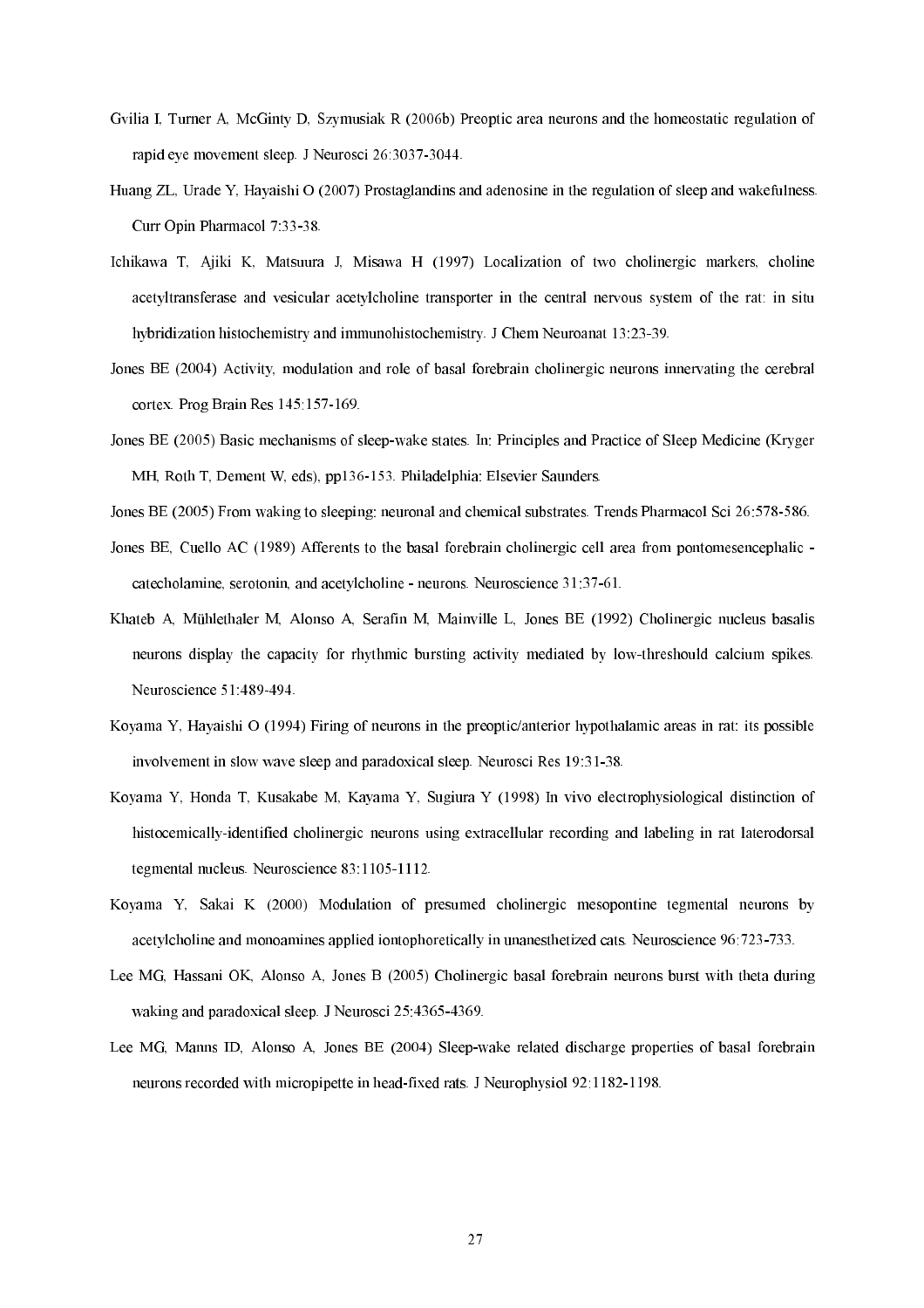Gvilia I, Turner A, McGinty D, Szymusiak R (2006b) Preoptic area neurons and the homeostatic regulation of rapid eye movement sleep. J Neurosci 26:3037-3044.

Huang ZL, Urade Y, Hayaishi O (2007) Prostaglandins and adenosine in the regulation of sleep and wakefulness. Curr Opin Pharmacol 7:33-38.

Ichikawa T, Ajiki K, Matsuura J, Misawa H (1997) Localization of two cholinergic markers, choline acetyltransferase and vesicular acetylcholine transporter in the central nervous system of the rat: in situ hybridization histochemistry and immunohistochemistry. J Chem Neuroanat 13:23-39.

Jones BE (2004) Activity, modulation and role of basal forebrain cholinergic neurons innervating the cerebral cortex. Prog Brain Res 145:157-169.

Jones BE (2005) Basic mechanisms of sleep-wake states. In: Principles and Practice of Sleep Medicine (Kryger MH, Roth T, Dement W, eds), pp136-153. Philadelphia: Elsevier Saunders.

Jones BE (2005) From waking to sleeping: neuronal and chemical substrates. Trends Pharmacol Sci 26:578-586.

Jones BE, Cuello AC (1989) Afferents to the basal forebrain cholinergic cell area from pontomesencephalic - catecholamine, serotonin, and acetylcholine - neurons. Neuroscience 31:37-61.

Khateb A, Mühlethaler M, Alonso A, Serafin M, Mainville L, Jones BE (1992) Cholinergic nucleus basalis neurons display the capacity for rhythmic bursting activity mediated by low-threshould calcium spikes. Neuroscience 51:489-494.

Koyama Y, Hayaishi O (1994) Firing of neurons in the preoptic/anterior hypothalamic areas in rat: its possible involvement in slow wave sleep and paradoxical sleep. Neurosci Res 19:31-38.

Koyama Y, Honda T, Kusakabe M, Kayama Y, Sugiura Y (1998) In vivo electrophysiological distinction of histocemically-identified cholinergic neurons using extracellular recording and labeling in rat laterodorsal tegmental nucleus. Neuroscience 83:1105-1112.

Koyama Y, Sakai K (2000) Modulation of presumed cholinergic mesopontine tegmental neurons by acetylcholine and monoamines applied iontophoretically in unanesthetized cats. Neuroscience 96:723-733.

Lee MG, Hassani OK, Alonso A, Jones B (2005) Cholinergic basal forebrain neurons burst with theta during waking and paradoxical sleep. J Neurosci 25:4365-4369.

Lee MG, Manns ID, Alonso A, Jones BE (2004) Sleep-wake related discharge properties of basal forebrain neurons recorded with micropipette in head-fixed rats. J Neurophysiol 92:1182-1198.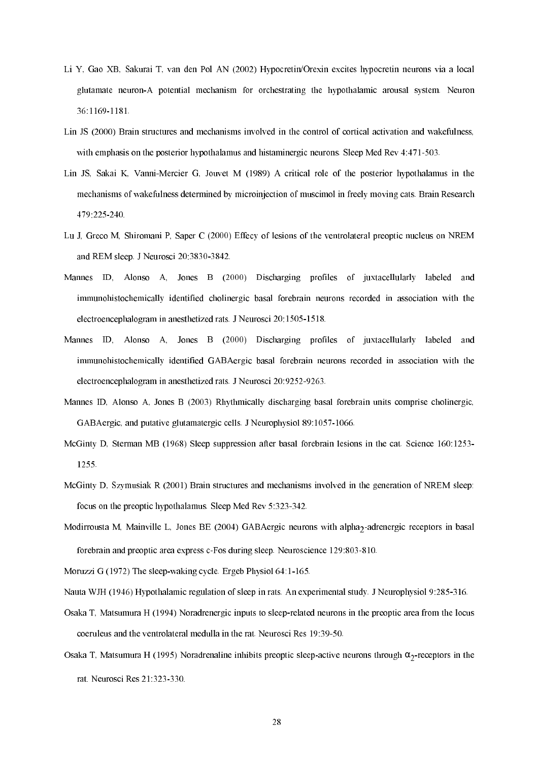Li Y, Gao XB, Sakurai T, van den Pol AN (2002) Hypocretin/Orexin excites hypocretin neurons via a local glutamate neuron-A potential mechanism for orchestrating the hypothalamic arousal system. Neuron 36:1169-1181.

Lin JS (2000) Brain structures and mechanisms involved in the control of cortical activation and wakefulness, with emphasis on the posterior hypothalamus and histaminergic neurons. Sleep Med Rev 4:471-503.

Lin JS, Sakai K, Vanni-Mercier G, Jouvet M (1989) A critical role of the posterior hypothalamus in the mechanisms of wakefulness determined by microinjection of muscimol in freely moving cats. Brain Research 479:225-240.

Lu J, Greco M, Shiromani P, Saper C (2000) Effecy of lesions of the ventrolateral preoptic nucleus on NREM and REM sleep. J Neurosci 20:3830-3842.

Mannes ID, Alonso A, Jones B (2000) Discharging profiles of juxtacellularly labeled and immunohistochemically identified cholinergic basal forebrain neurons recorded in association with the electroencephalogram in anesthetized rats. J Neurosci 20:1505-1518.

Mannes ID, Alonso A, Jones B (2000) Discharging profiles of juxtacellularly labeled and immunohistochemically identified GABAergic basal forebrain neurons recorded in association with the electroencephalogram in anesthetized rats. J Neurosci 20:9252-9263.

Mannes ID, Alonso A, Jones B (2003) Rhythmically discharging basal forebrain units comprise cholinergic, GABAergic, and putative glutamatergic cells. J Neurophysiol 89:1057-1066.

McGinty D, Sterman MB (1968) Sleep suppression after basal forebrain lesions in the cat. Science 160:1253-1255.

McGinty D, Szymusiak R (2001) Brain structures and mechanisms involved in the generation of NREM sleep: focus on the preoptic hypothalamus. Sleep Med Rev 5:323-342.

Modirrousta M, Mainville L, Jones BE (2004) GABAergic neurons with alpha$_2$-adrenergic receptors in basal forebrain and preoptic area express c-Fos during sleep. Neuroscience 129:803-810.

Moruzzi G (1972) The sleep-waking cycle. Ergeb Physiol 64:1-165.

Nauta WJH (1946) Hypothalamic regulation of sleep in rats. An experimental study. J Neurophysiol 9:285-316.

Osaka T, Matsumura H (1994) Noradrenergic inputs to sleep-related neurons in the preoptic area from the locus coeruleus and the ventrolateral medulla in the rat. Neurosci Res 19:39-50.

Osaka T, Matsumura H (1995) Noradrenaline inhibits preoptic sleep-active neurons through $\alpha_2$-receptors in the rat. Neurosci Res 21:323-330.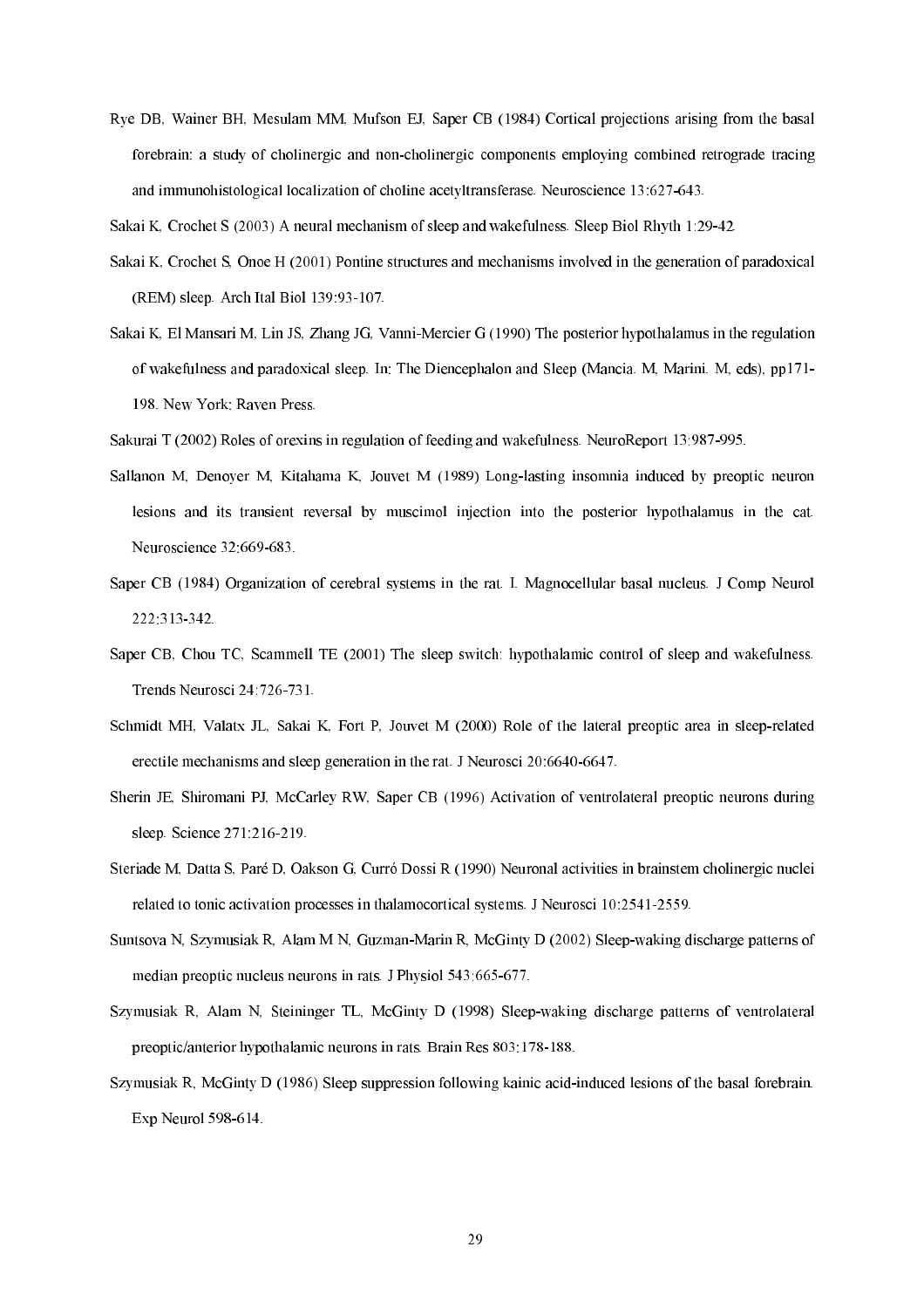Rye DB, Wainer BH, Mesulam MM, Mufson EJ, Saper CB (1984) Cortical projections arising from the basal forebrain: a study of cholinergic and non-cholinergic components employing combined retrograde tracing and immunohistological localization of choline acetyltransferase. Neuroscience 13:627-643.

Sakai K, Crochet S (2003) A neural mechanism of sleep and wakefulness. Sleep Biol Rhyth 1:29-42.

Sakai K, Crochet S, Onoe H (2001) Pontine structures and mechanisms involved in the generation of paradoxical (REM) sleep. Arch Ital Biol 139:93-107.

Sakai K, El Mansari M, Lin JS, Zhang JG, Vanni-Mercier G (1990) The posterior hypothalamus in the regulation of wakefulness and paradoxical sleep. In: The Diencephalon and Sleep (Mancia. M, Marini. M, eds), pp171-198. New York: Raven Press.

Sakurai T (2002) Roles of orexins in regulation of feeding and wakefulness. NeuroReport 13:987-995.

Sallanon M, Denoyer M, Kitahama K, Jouvet M (1989) Long-lasting insomnia induced by preoptic neuron lesions and its transient reversal by muscimol injection into the posterior hypothalamus in the cat. Neuroscience 32:669-683.

Saper CB (1984) Organization of cerebral systems in the rat. I. Magnocellular basal nucleus. J Comp Neurol 222:313-342.

Saper CB, Chou TC, Scammell TE (2001) The sleep switch: hypothalamic control of sleep and wakefulness. Trends Neurosci 24:726-731.

Schmidt MH, Valatx JL, Sakai K, Fort P, Jouvet M (2000) Role of the lateral preoptic area in sleep-related erectile mechanisms and sleep generation in the rat. J Neurosci 20:6640-6647.

Sherin JE, Shiromani PJ, McCarley RW, Saper CB (1996) Activation of ventrolateral preoptic neurons during sleep. Science 271:216-219.

Steriade M, Datta S, Paré D, Oakson G, Curró Dossi R (1990) Neuronal activities in brainstem cholinergic nuclei related to tonic activation processes in thalamocortical systems. J Neurosci 10:2541-2559.

Suntsova N, Szymusiak R, Alam M N, Guzman-Marin R, McGinty D (2002) Sleep-waking discharge patterns of median preoptic nucleus neurons in rats. J Physiol 543:665-677.

Szymusiak R, Alam N, Steininger TL, McGinty D (1998) Sleep-waking discharge patterns of ventrolateral preoptic/anterior hypothalamic neurons in rats. Brain Res 803:178-188.

Szymusiak R, McGinty D (1986) Sleep suppression following kainic acid-induced lesions of the basal forebrain. Exp Neurol 598-614.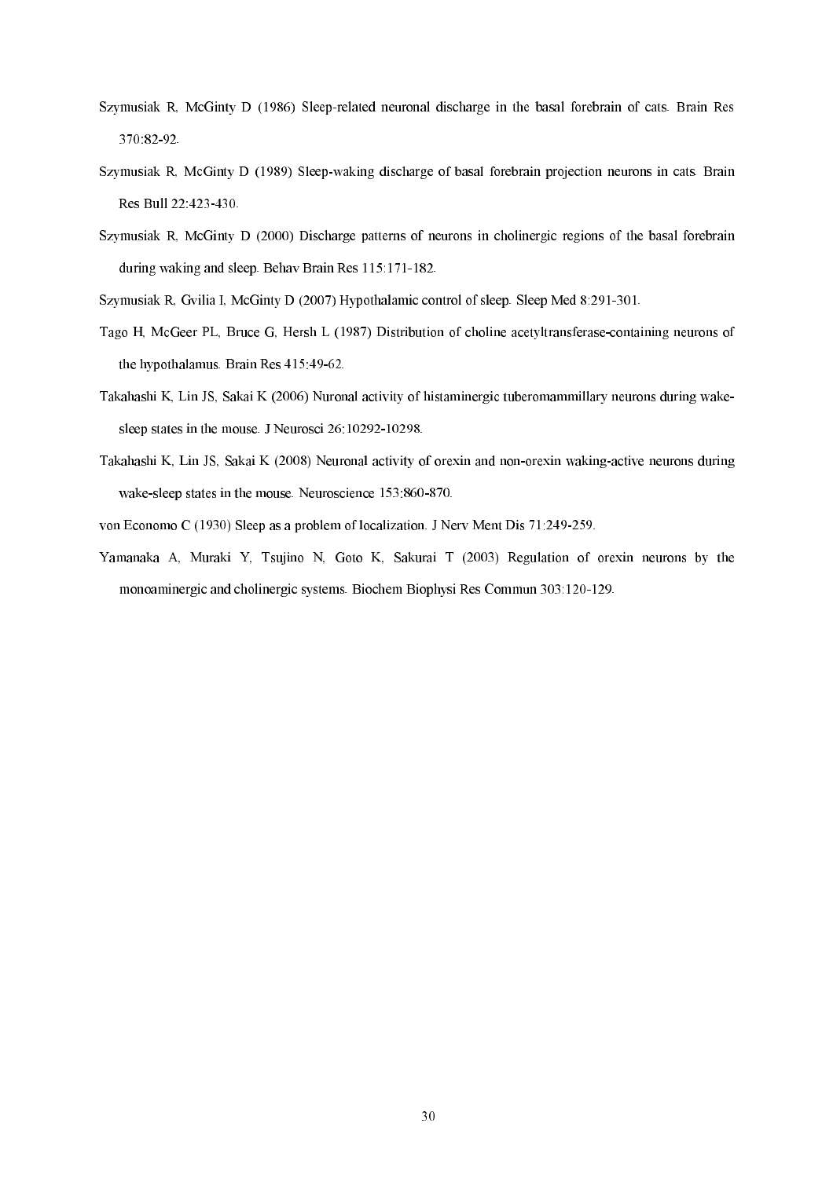Szymusiak R, McGinty D (1986) Sleep-related neuronal discharge in the basal forebrain of cats. Brain Res 370:82-92.

Szymusiak R, McGinty D (1989) Sleep-waking discharge of basal forebrain projection neurons in cats. Brain Res Bull 22:423-430.

Szymusiak R, McGinty D (2000) Discharge patterns of neurons in cholinergic regions of the basal forebrain during waking and sleep. Behav Brain Res 115:171-182.

Szymusiak R, Gvilia I, McGinty D (2007) Hypothalamic control of sleep. Sleep Med 8:291-301.

Tago H, McGeer PL, Bruce G, Hersh L (1987) Distribution of choline acetyltransferase-containing neurons of the hypothalamus. Brain Res 415:49-62.

Takahashi K, Lin JS, Sakai K (2006) Nuronal activity of histaminergic tuberomammillary neurons during wake-sleep states in the mouse. J Neurosci 26:10292-10298.

Takahashi K, Lin JS, Sakai K (2008) Neuronal activity of orexin and non-orexin waking-active neurons during wake-sleep states in the mouse. Neuroscience 153:860-870.

von Economo C (1930) Sleep as a problem of localization. J Nerv Ment Dis 71:249-259.

Yamanaka A, Muraki Y, Tsujino N, Goto K, Sakurai T (2003) Regulation of orexin neurons by the monoaminergic and cholinergic systems. Biochem Biophysi Res Commun 303:120-129.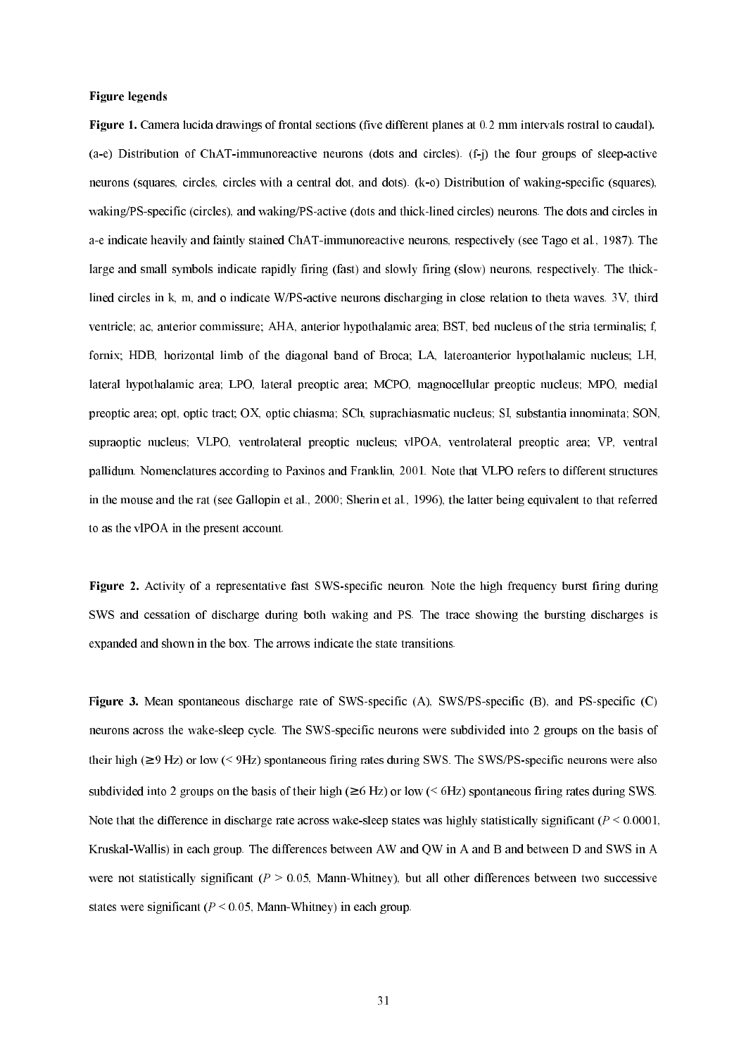**Figure legends**

**Figure 1.** Camera lucida drawings of frontal sections (five different planes at 0.2 mm intervals rostral to caudal). (a-e) Distribution of ChAT-immunoreactive neurons (dots and circles). (f-j) the four groups of sleep-active neurons (squares, circles, circles with a central dot, and dots). (k-o) Distribution of waking-specific (squares), waking/PS-specific (circles), and waking/PS-active (dots and thick-lined circles) neurons. The dots and circles in a-e indicate heavily and faintly stained ChAT-immunoreactive neurons, respectively (see Tago et al., 1987). The large and small symbols indicate rapidly firing (fast) and slowly firing (slow) neurons, respectively. The thick-lined circles in k, m, and o indicate W/PS-active neurons discharging in close relation to theta waves. 3V, third ventricle; ac, anterior commissure; AHA, anterior hypothalamic area; BST, bed nucleus of the stria terminalis; f, fornix; HDB, horizontal limb of the diagonal band of Broca; LA, lateroanterior hypothalamic nucleus; LH, lateral hypothalamic area; LPO, lateral preoptic area; MCPO, magnocellular preoptic nucleus; MPO, medial preoptic area; opt, optic tract; OX, optic chiasma; SCh, suprachiasmatic nucleus; SI, substantia innominata; SON, supraoptic nucleus; VLPO, ventrolateral preoptic nucleus; vlPOA, ventrolateral preoptic area; VP, ventral pallidum. Nomenclatures according to Paxinos and Franklin, 2001. Note that VLPO refers to different structures in the mouse and the rat (see Gallopin et al., 2000; Sherin et al., 1996), the latter being equivalent to that referred to as the vlPOA in the present account.

**Figure 2.** Activity of a representative fast SWS-specific neuron. Note the high frequency burst firing during SWS and cessation of discharge during both waking and PS. The trace showing the bursting discharges is expanded and shown in the box. The arrows indicate the state transitions.

**Figure 3.** Mean spontaneous discharge rate of SWS-specific (A), SWS/PS-specific (B), and PS-specific (C) neurons across the wake-sleep cycle. The SWS-specific neurons were subdivided into 2 groups on the basis of their high (≥9 Hz) or low (< 9Hz) spontaneous firing rates during SWS. The SWS/PS-specific neurons were also subdivided into 2 groups on the basis of their high (≥6 Hz) or low (< 6Hz) spontaneous firing rates during SWS. Note that the difference in discharge rate across wake-sleep states was highly statistically significant ($P < 0.0001$, Kruskal-Wallis) in each group. The differences between AW and QW in A and B and between D and SWS in A were not statistically significant ($P > 0.05$, Mann-Whitney), but all other differences between two successive states were significant ($P < 0.05$, Mann-Whitney) in each group.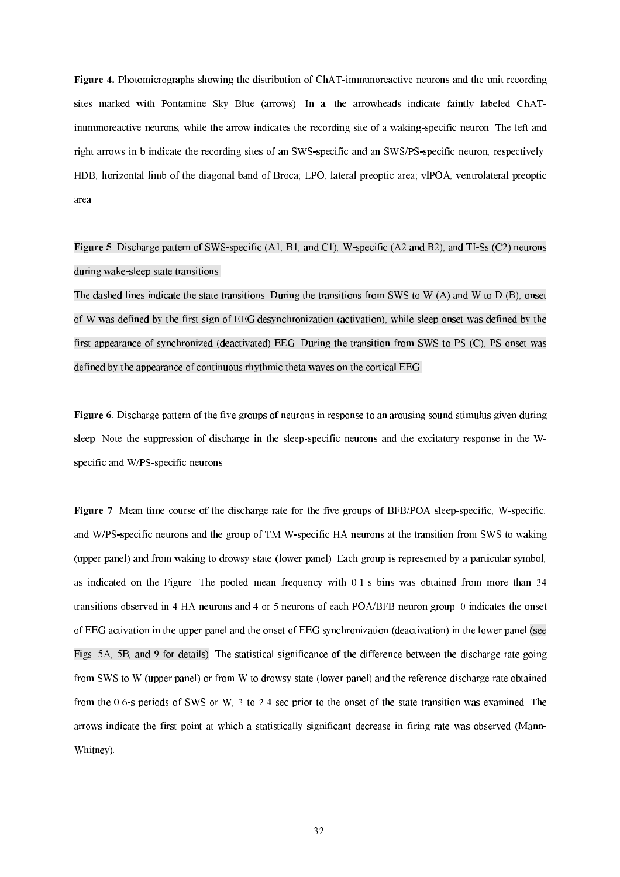**Figure 4.** Photomicrographs showing the distribution of ChAT-immunoreactive neurons and the unit recording sites marked with Pontamine Sky Blue (arrows). In a, the arrowheads indicate faintly labeled ChAT-immunoreactive neurons, while the arrow indicates the recording site of a waking-specific neuron. The left and right arrows in b indicate the recording sites of an SWS-specific and an SWS/PS-specific neuron, respectively. HDB, horizontal limb of the diagonal band of Broca; LPO, lateral preoptic area; vlPOA, ventrolateral preoptic area.

**Figure 5**. Discharge pattern of SWS-specific (A1, B1, and C1), W-specific (A2 and B2), and TI-Ss (C2) neurons during wake-sleep state transitions.

The dashed lines indicate the state transitions. During the transitions from SWS to W (A) and W to D (B), onset of W was defined by the first sign of EEG desynchronization (activation), while sleep onset was defined by the first appearance of synchronized (deactivated) EEG. During the transition from SWS to PS (C), PS onset was defined by the appearance of continuous rhythmic theta waves on the cortical EEG.

**Figure 6**. Discharge pattern of the five groups of neurons in response to an arousing sound stimulus given during sleep. Note the suppression of discharge in the sleep-specific neurons and the excitatory response in the W-specific and W/PS-specific neurons.

**Figure 7**. Mean time course of the discharge rate for the five groups of BFB/POA sleep-specific, W-specific, and W/PS-specific neurons and the group of TM W-specific HA neurons at the transition from SWS to waking (upper panel) and from waking to drowsy state (lower panel). Each group is represented by a particular symbol, as indicated on the Figure. The pooled mean frequency with 0.1-s bins was obtained from more than 34 transitions observed in 4 HA neurons and 4 or 5 neurons of each POA/BFB neuron group. 0 indicates the onset of EEG activation in the upper panel and the onset of EEG synchronization (deactivation) in the lower panel (see Figs. 5A, 5B, and 9 for details). The statistical significance of the difference between the discharge rate going from SWS to W (upper panel) or from W to drowsy state (lower panel) and the reference discharge rate obtained from the 0.6-s periods of SWS or W, 3 to 2.4 sec prior to the onset of the state transition was examined. The arrows indicate the first point at which a statistically significant decrease in firing rate was observed (Mann-Whitney).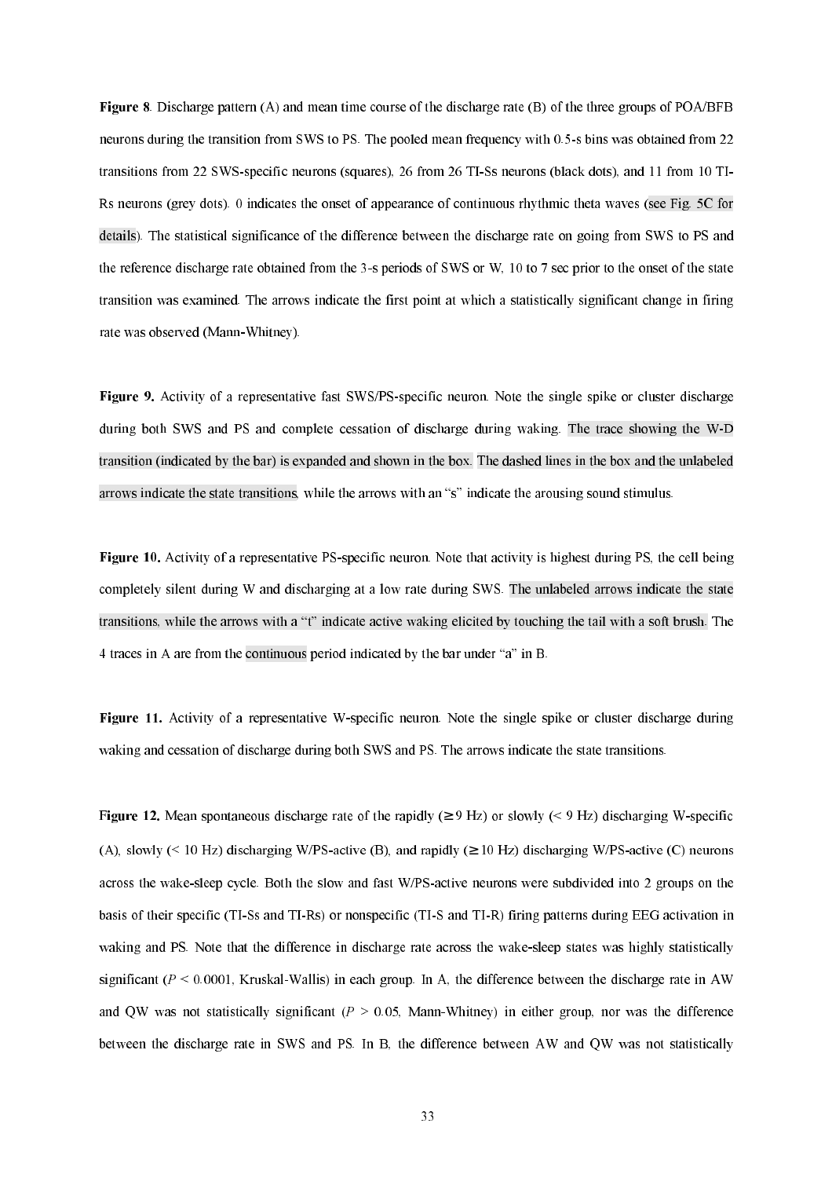**Figure 8**. Discharge pattern (A) and mean time course of the discharge rate (B) of the three groups of POA/BFB neurons during the transition from SWS to PS. The pooled mean frequency with 0.5-s bins was obtained from 22 transitions from 22 SWS-specific neurons (squares), 26 from 26 TI-Ss neurons (black dots), and 11 from 10 TI-Rs neurons (grey dots). 0 indicates the onset of appearance of continuous rhythmic theta waves (see Fig. 5C for details). The statistical significance of the difference between the discharge rate on going from SWS to PS and the reference discharge rate obtained from the 3-s periods of SWS or W, 10 to 7 sec prior to the onset of the state transition was examined. The arrows indicate the first point at which a statistically significant change in firing rate was observed (Mann-Whitney).

**Figure 9.** Activity of a representative fast SWS/PS-specific neuron. Note the single spike or cluster discharge during both SWS and PS and complete cessation of discharge during waking. The trace showing the W-D transition (indicated by the bar) is expanded and shown in the box. The dashed lines in the box and the unlabeled arrows indicate the state transitions, while the arrows with an "s" indicate the arousing sound stimulus.

**Figure 10.** Activity of a representative PS-specific neuron. Note that activity is highest during PS, the cell being completely silent during W and discharging at a low rate during SWS. The unlabeled arrows indicate the state transitions, while the arrows with a "t" indicate active waking elicited by touching the tail with a soft brush. The 4 traces in A are from the continuous period indicated by the bar under "a" in B.

**Figure 11.** Activity of a representative W-specific neuron. Note the single spike or cluster discharge during waking and cessation of discharge during both SWS and PS. The arrows indicate the state transitions.

**Figure 12.** Mean spontaneous discharge rate of the rapidly ($\geq$ 9 Hz) or slowly (< 9 Hz) discharging W-specific (A), slowly (< 10 Hz) discharging W/PS-active (B), and rapidly ($\geq$ 10 Hz) discharging W/PS-active (C) neurons across the wake-sleep cycle. Both the slow and fast W/PS-active neurons were subdivided into 2 groups on the basis of their specific (TI-Ss and TI-Rs) or nonspecific (TI-S and TI-R) firing patterns during EEG activation in waking and PS. Note that the difference in discharge rate across the wake-sleep states was highly statistically significant ($P < 0.0001$, Kruskal-Wallis) in each group. In A, the difference between the discharge rate in AW and QW was not statistically significant ($P > 0.05$, Mann-Whitney) in either group, nor was the difference between the discharge rate in SWS and PS. In B, the difference between AW and QW was not statistically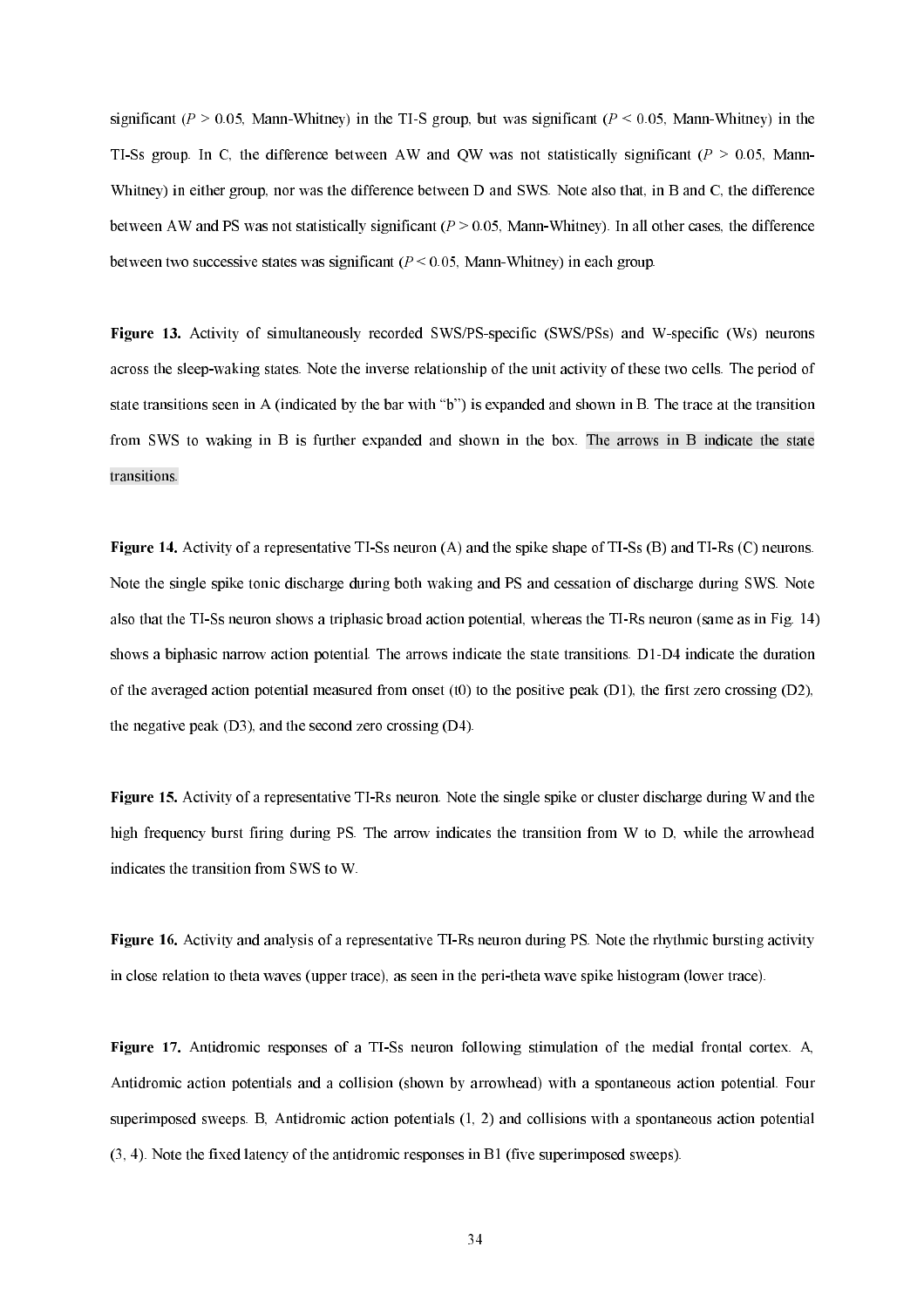significant ($P > 0.05$, Mann-Whitney) in the TI-S group, but was significant ($P < 0.05$, Mann-Whitney) in the TI-Ss group. In C, the difference between AW and QW was not statistically significant ($P > 0.05$, Mann-Whitney) in either group, nor was the difference between D and SWS. Note also that, in B and C, the difference between AW and PS was not statistically significant ($P > 0.05$, Mann-Whitney). In all other cases, the difference between two successive states was significant ($P < 0.05$, Mann-Whitney) in each group.

**Figure 13.** Activity of simultaneously recorded SWS/PS-specific (SWS/PSs) and W-specific (Ws) neurons across the sleep-waking states. Note the inverse relationship of the unit activity of these two cells. The period of state transitions seen in A (indicated by the bar with "b") is expanded and shown in B. The trace at the transition from SWS to waking in B is further expanded and shown in the box. The arrows in B indicate the state transitions.

**Figure 14.** Activity of a representative TI-Ss neuron (A) and the spike shape of TI-Ss (B) and TI-Rs (C) neurons. Note the single spike tonic discharge during both waking and PS and cessation of discharge during SWS. Note also that the TI-Ss neuron shows a triphasic broad action potential, whereas the TI-Rs neuron (same as in Fig. 14) shows a biphasic narrow action potential. The arrows indicate the state transitions. D1-D4 indicate the duration of the averaged action potential measured from onset (t0) to the positive peak (D1), the first zero crossing (D2), the negative peak (D3), and the second zero crossing (D4).

**Figure 15.** Activity of a representative TI-Rs neuron. Note the single spike or cluster discharge during W and the high frequency burst firing during PS. The arrow indicates the transition from W to D, while the arrowhead indicates the transition from SWS to W.

**Figure 16.** Activity and analysis of a representative TI-Rs neuron during PS. Note the rhythmic bursting activity in close relation to theta waves (upper trace), as seen in the peri-theta wave spike histogram (lower trace).

**Figure 17.** Antidromic responses of a TI-Ss neuron following stimulation of the medial frontal cortex. A, Antidromic action potentials and a collision (shown by arrowhead) with a spontaneous action potential. Four superimposed sweeps. B, Antidromic action potentials (1, 2) and collisions with a spontaneous action potential (3, 4). Note the fixed latency of the antidromic responses in B1 (five superimposed sweeps).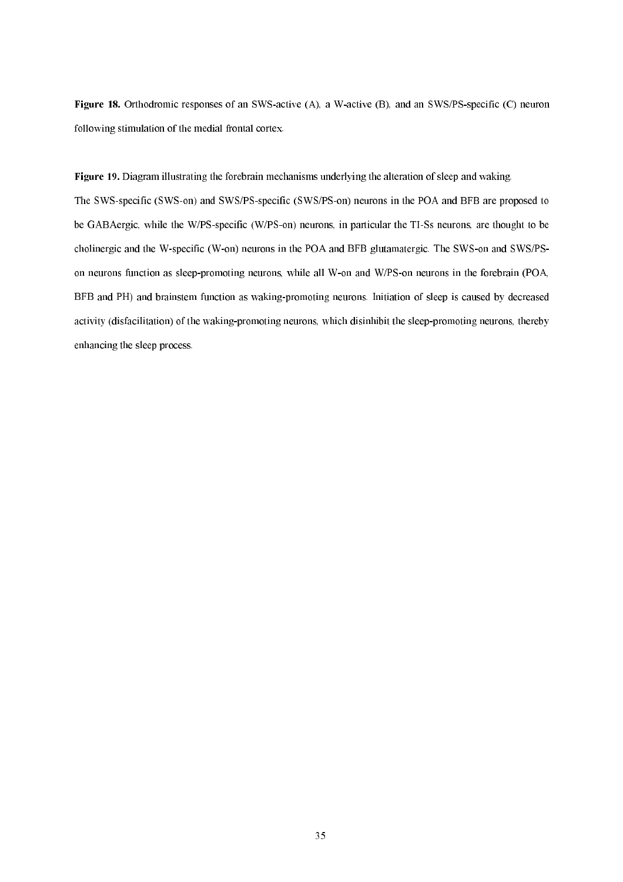**Figure 18.** Orthodromic responses of an SWS-active (A), a W-active (B), and an SWS/PS-specific (C) neuron following stimulation of the medial frontal cortex.

**Figure 19.** Diagram illustrating the forebrain mechanisms underlying the alteration of sleep and waking.

The SWS-specific (SWS-on) and SWS/PS-specific (SWS/PS-on) neurons in the POA and BFB are proposed to be GABAergic, while the W/PS-specific (W/PS-on) neurons, in particular the TI-Ss neurons, are thought to be cholinergic and the W-specific (W-on) neurons in the POA and BFB glutamatergic. The SWS-on and SWS/PS-on neurons function as sleep-promoting neurons, while all W-on and W/PS-on neurons in the forebrain (POA, BFB and PH) and brainstem function as waking-promoting neurons. Initiation of sleep is caused by decreased activity (disfacilitation) of the waking-promoting neurons, which disinhibit the sleep-promoting neurons, thereby enhancing the sleep process.